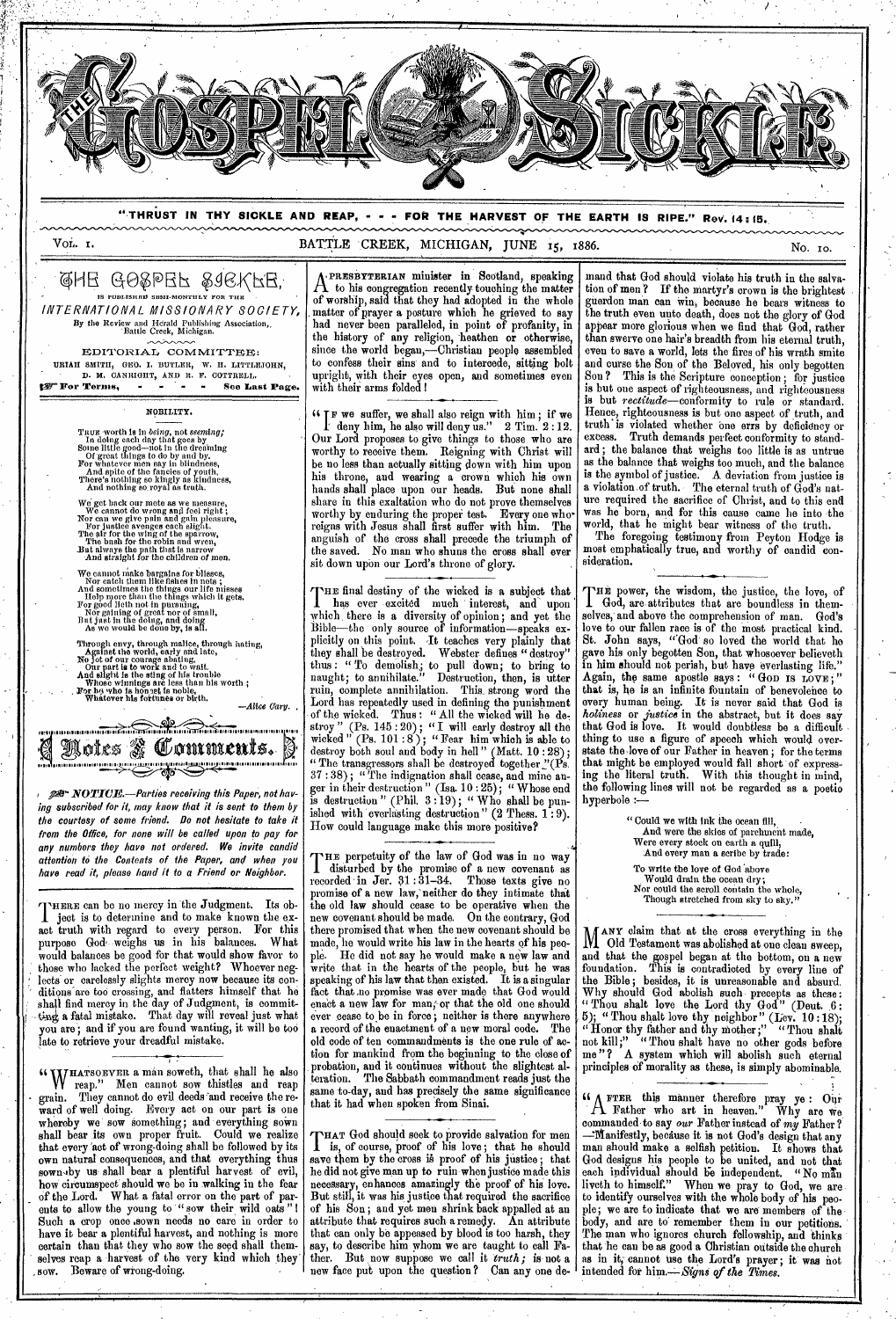# THE GOSPEL SICKLE.

"THRUST IN THY SICKLE AND REAP, - - - FOR THE HARVEST OF THE EARTH IS RIPE." Rev. 14:15.

VOL. 1. BATTLE CREEK, MICHIGAN, JUNE 15, 1886. No. 10.

## THE GOSPEL SICKLE,

IS PUBLISHED SEMI-MONTHLY FOR THE

*INTERNATIONAL MISSIONARY SOCIETY,*

By the Review and Herald Publishing Association, Battle Creek, Michigan.

EDITORIAL COMMITTEE:

URIAH SMITH, GEO. I. BUTLER, W. H. LITTLEJOHN, D. M. CANRIGHT, AND R. F. COTTRELL.

For Terms, - - - - See Last Page.

### NOBILITY.

TRUE worth is in *being*, not *seeming*;
In doing each day that goes by
Some little good—not in the dreaming
Of great things to do by and by.
For whatever men say in blindness,
And spite of the fancies of youth,
There's nothing so kingly as kindness,
And nothing so royal as truth.

We get back our mete as we measure,
We cannot do wrong and feel right;
Nor can we give pain and gain pleasure,
For justice avenges each slight.
The air for the wing of the sparrow,
The bush for the robin and wren,
But always the path that is narrow
And straight for the children of men.

We cannot make bargains for blisses,
Nor catch them like fishes in nets;
And sometimes the things our life misses
Help more than the things which it gets.
For good lieth not in pursuing,
Nor gaining of great nor of small,
But just in the doing, and doing
As we would be done by, is all.

Through envy, through malice, through hating,
Against the world, early and late,
No jot of our courage abating,
Our part is to work and to wait.
And slight is the sting of his trouble
Whose winnings are less than his worth;
For he who is honest is noble,
Whatever his fortunes or birth.

—*Alice Cary.*

## Notes & Comments.

*NOTICE.—Parties receiving this Paper, not having subscribed for it, may know that it is sent to them by the courtesy of some friend. Do not hesitate to take it from the Office, for none will be called upon to pay for any numbers they have not ordered. We invite candid attention to the Contents of the Paper, and when you have read it, please hand it to a Friend or Neighbor.*

THERE can be no mercy in the Judgment. Its object is to determine and to make known the exact truth with regard to every person. For this purpose God weighs us in his balances. What would balances be good for that would show favor to those who lacked the perfect weight? Whoever neglects or carelessly slights mercy now because its conditions are too crossing, and flatters himself that he shall find mercy in the day of Judgment, is committing a fatal mistake. That day will reveal just what you are; and if you are found wanting, it will be too late to retrieve your dreadful mistake.

"WHATSOEVER a man soweth, that shall he also reap." Men cannot sow thistles and reap grain. They cannot do evil deeds and receive the reward of well doing. Every act on our part is one whereby we sow something; and everything sown shall bear its own proper fruit. Could we realize that every act of wrong-doing shall be followed by its own natural consequences, and that everything thus sown by us shall bear a plentiful harvest of evil, how circumspect should we be in walking in the fear of the Lord. What a fatal error on the part of parents to allow the young to "sow their wild oats"! Such a crop once sown needs no care in order to have it bear a plentiful harvest, and nothing is more certain than that they who sow the seed shall themselves reap a harvest of the very kind which they sow. Beware of wrong-doing.

A PRESBYTERIAN minister in Scotland, speaking to his congregation recently touching the matter of worship, said that they had adopted in the whole matter of prayer a posture which he grieved to say had never been paralleled, in point of profanity, in the history of any religion, heathen or otherwise, since the world began,—Christian people assembled to confess their sins and to intercede, sitting bolt upright, with their eyes open, and sometimes even with their arms folded!

"IF we suffer, we shall also reign with him; if we deny him, he also will deny us." 2 Tim. 2:12. Our Lord proposes to give things to those who are worthy to receive them. Reigning with Christ will be no less than actually sitting down with him upon his throne, and wearing a crown which his own hands shall place upon our heads. But none shall share in this exaltation who do not prove themselves worthy by enduring the proper test. Every one who reigns with Jesus shall first suffer with him. The anguish of the cross shall precede the triumph of the saved. No man who shuns the cross shall ever sit down upon our Lord's throne of glory.

THE final destiny of the wicked is a subject that has ever excited much interest, and upon which there is a diversity of opinion; and yet the Bible—the only source of information—speaks explicitly on this point. It teaches very plainly that they shall be destroyed. Webster defines "destroy" thus: "To demolish; to pull down; to bring to naught; to annihilate." Destruction, then, is utter ruin, complete annihilation. This strong word the Lord has repeatedly used in defining the punishment of the wicked. Thus: "All the wicked will he destroy" (Ps. 145:20); "I will early destroy all the wicked" (Ps. 101:8); "Fear him which is able to destroy both soul and body in hell" (Matt. 10:28); "The transgressors shall be destroyed together" (Ps. 37:38); "The indignation shall cease, and mine anger in their destruction" (Isa. 10:25); "Whose end is destruction" (Phil. 3:19); "Who shall be punished with everlasting destruction" (2 Thess. 1:9). How could language make this more positive?

THE perpetuity of the law of God was in no way disturbed by the promise of a new covenant as recorded in Jer. 31:31–34. Those texts give no promise of a new law, neither do they intimate that the old law should cease to be operative when the new covenant should be made. On the contrary, God there promised that when the new covenant should be made, he would write his law in the hearts of his people. He did not say he would make a new law and write that in the hearts of the people, but he was speaking of his law that then existed. It is a singular fact that no promise was ever made that God would enact a new law for man, or that the old one should ever cease to be in force; neither is there anywhere a record of the enactment of a new moral code. The old code of ten commandments is the one rule of action for mankind from the beginning to the close of probation, and it continues without the slightest alteration. The Sabbath commandment reads just the same to-day, and has precisely the same significance that it had when spoken from Sinai.

THAT God should seek to provide salvation for men is, of course, proof of his love; that he should save them by the cross is proof of his justice; that he did not give man up to ruin when justice made this necessary, enhances amazingly the proof of his love. But still, it was his justice that required the sacrifice of his Son; and yet men shrink back appalled at an attribute that requires such a remedy. An attribute that can only be appeased by blood is too harsh, they say, to describe him whom we are taught to call Father. But now suppose we call it *truth*; is not a new face put upon the question? Can any one demand that God should violate his truth in the salvation of men? If the martyr's crown is the brightest guerdon man can win, because he bears witness to the truth even unto death, does not the glory of God appear more glorious when we find that God, rather than swerve one hair's breadth from his eternal truth, even to save a world, lets the fires of his wrath smite and curse the Son of the Beloved, his only begotten Son? This is the Scripture conception; for justice is but one aspect of righteousness, and righteousness is but *rectitude*—conformity to rule or standard. Hence, righteousness is but one aspect of truth, and truth is violated whether one errs by deficiency or excess. Truth demands perfect conformity to standard; the balance that weighs too little is as untrue as the balance that weighs too much, and the balance is the symbol of justice. A deviation from justice is a violation of truth. The eternal truth of God's nature required the sacrifice of Christ, and to this end was he born, and for this cause came he into the world, that he might bear witness of the truth.

The foregoing testimony from Peyton Hodge is most emphatically true, and worthy of candid consideration.

THE power, the wisdom, the justice, the love, of God, are attributes that are boundless in themselves, and above the comprehension of man. God's love to our fallen race is of the most practical kind. St. John says, "God so loved the world that he gave his only begotten Son, that whosoever believeth in him should not perish, but have everlasting life." Again, the same apostle says: "GOD IS LOVE;" that is, he is an infinite fountain of benevolence to every human being. It is never said that God is *holiness* or *justice* in the abstract, but it does say that God is love. It would doubtless be a difficult thing to use a figure of speech which would overstate the love of our Father in heaven; for the terms that might be employed would fall short of expressing the literal truth. With this thought in mind, the following lines will not be regarded as a poetic hyperbole:—

"Could we with ink the ocean fill,
And were the skies of parchment made,
Were every stock on earth a quill,
And every man a scribe by trade:

To write the love of God above
Would drain the ocean dry;
Nor could the scroll contain the whole,
Though stretched from sky to sky."

MANY claim that at the cross everything in the Old Testament was abolished at one clean sweep, and that the gospel began at the bottom, on a new foundation. This is contradicted by every line of the Bible; besides, it is unreasonable and absurd. Why should God abolish such precepts as these: "Thou shalt love the Lord thy God" (Deut. 6:5); "Thou shalt love thy neighbor" (Lev. 10:18); "Honor thy father and thy mother;" "Thou shalt not kill;" "Thou shalt have no other gods before me"? A system which will abolish such eternal principles of morality as these, is simply abominable.

"AFTER this manner therefore pray ye: Our Father who art in heaven." Why are we commanded to say *our* Father instead of *my* Father? —Manifestly, because it is not God's design that any man should make a selfish petition. It shows that God designs his people to be united, and not that each individual should be independent. "No man liveth to himself." When we pray to God, we are to identify ourselves with the whole body of his people; we are to indicate that we are members of the body, and are to remember them in our petitions. The man who ignores church fellowship, and thinks that he can be as good a Christian outside the church as in it, cannot use the Lord's prayer; it was not intended for him.—*Signs of the Times.*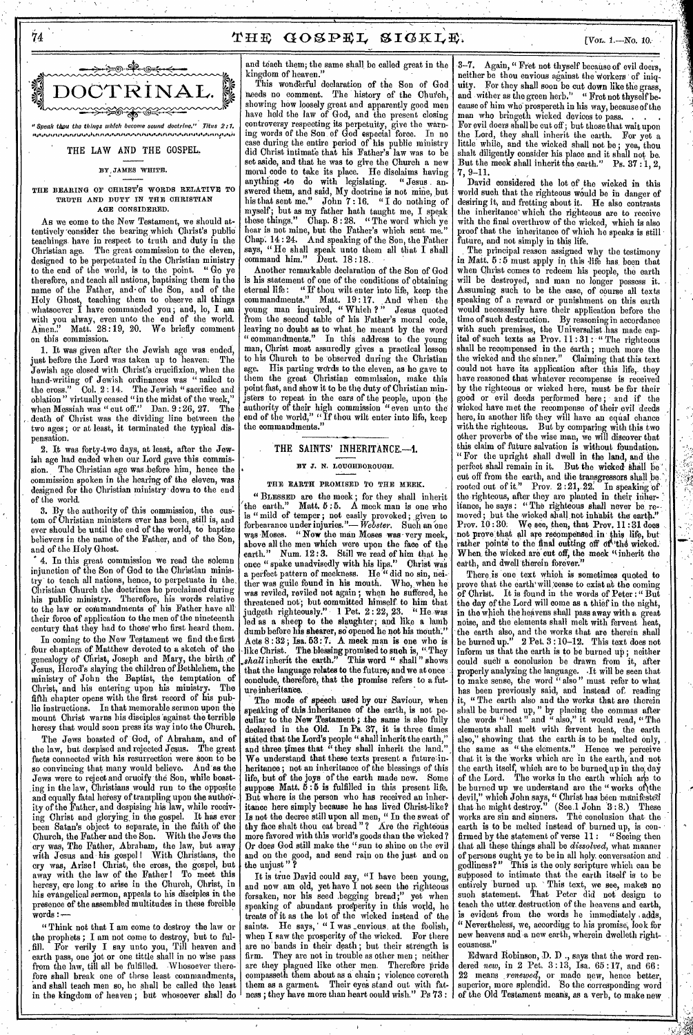# DOCTRINAL.

*"Speak thou the things which become sound doctrine." Titus 2:1.*

## THE LAW AND THE GOSPEL.

BY JAMES WHITE.

### THE BEARING OF CHRIST'S WORDS RELATIVE TO TRUTH AND DUTY IN THE CHRISTIAN AGE CONSIDERED.

As we come to the New Testament, we should attentively consider the bearing which Christ's public teachings have in respect to truth and duty in the Christian age. The great commission to the eleven, designed to be perpetuated in the Christian ministry to the end of the world, is to the point. "Go ye therefore, and teach all nations, baptizing them in the name of the Father, and of the Son, and of the Holy Ghost, teaching them to observe all things whatsoever I have commanded you; and, lo, I am with you alway, even unto the end of the world. Amen." Matt. 28:19, 20. We briefly comment on this commission.

1. It was given after the Jewish age was ended, just before the Lord was taken up to heaven. The Jewish age closed with Christ's crucifixion, when the hand-writing of Jewish ordinances was "nailed to the cross." Col. 2:14. The Jewish "sacrifice and oblation" virtually ceased "in the midst of the week," when Messiah was "cut off." Dan. 9:26, 27. The death of Christ was the dividing line between the two ages; or at least, it terminated the typical dispensation.

2. It was forty-two days, at least, after the Jewish age had ended when our Lord gave this commission. The Christian age was before him, hence the commission spoken in the hearing of the eleven, was designed for the Christian ministry down to the end of the world.

3. By the authority of this commission, the custom of Christian ministers ever has been, still is, and ever should be until the end of the world, to baptize believers in the name of the Father, and of the Son, and of the Holy Ghost.

4. In this great commission we read the solemn injunction of the Son of God to the Christian ministry to teach all nations, hence, to perpetuate in the Christian Church the doctrines he proclaimed during his public ministry. Therefore, his words relative to the law or commandments of his Father have all their force of application to the men of the nineteenth century that they had to those who first heard them.

In coming to the New Testament we find the first four chapters of Matthew devoted to a sketch of the genealogy of Christ, Joseph and Mary, the birth of Jesus, Herod's slaying the children of Bethlehem, the ministry of John the Baptist, the temptation of Christ, and his entering upon his ministry. The fifth chapter opens with the first record of his public instructions. In that memorable sermon upon the mount Christ warns his disciples against the terrible heresy that would soon press its way into the Church.

The Jews boasted of God, of Abraham, and of the law, but despised and rejected Jesus. The great facts connected with his resurrection were soon to be so convincing that many would believe. And as the Jews were to reject and crucify the Son, while boasting in the law, Christians would run to the opposite and equally fatal heresy of trampling upon the authority of the Father, and despising his law, while receiving Christ and glorying in the gospel. It has ever been Satan's object to separate, in the faith of the Church, the Father and the Son. With the Jews the cry was, The Father, Abraham, the law, but away with Jesus and his gospel! With Christians, the cry was, Arise! Christ, the cross, the gospel, but away with the law of the Father! To meet this heresy, ere long to arise in the Church, Christ, in his evangelical sermon, appeals to his disciples in the presence of the assembled multitudes in these forcible words:—

"Think not that I am come to destroy the law or the prophets; I am not come to destroy, but to fulfill. For verily I say unto you, Till heaven and earth pass, one jot or one tittle shall in no wise pass from the law, till all be fulfilled. Whosoever therefore shall break one of these least commandments, and shall teach men so, he shall be called the least in the kingdom of heaven; but whosoever shall do and teach them, the same shall be called great in the kingdom of heaven."

This wonderful declaration of the Son of God needs no comment. The history of the Church, showing how loosely great and apparently good men have held the law of God, and the present closing controversy respecting its perpetuity, give the warning words of the Son of God especial force. In no case during the entire period of his public ministry did Christ intimate that his Father's law was to be set aside, and that he was to give the Church a new moral code to take its place. He disclaims having anything to do with legislating. "Jesus answered them, and said, My doctrine is not mine, but his that sent me." John 7:16. "I do nothing of myself; but as my father hath taught me, I speak these things." Chap. 8:28. "The word which ye hear is not mine, but the Father's which sent me." Chap. 14:24. And speaking of the Son, the Father says, "He shall speak unto them all that I shall command him." Deut. 18:18.

Another remarkable declaration of the Son of God is his statement of one of the conditions of obtaining eternal life: "If thou wilt enter into life, keep the commandments." Matt. 19:17. And when the young man inquired, "Which?" Jesus quoted from the second table of his Father's moral code, leaving no doubt as to what he meant by the word "commandments." In this address to the young man, Christ most assuredly gives a practical lesson to his Church to be observed during the Christian age. His parting words to the eleven, as he gave to them the great Christian commission, make this point fast, and show it to be the duty of Christian ministers to repeat in the ears of the people, upon the authority of their high commission "even unto the end of the world," "If thou wilt enter into life, keep the commandments."

## THE SAINTS' INHERITANCE.—1.

BY J. N. LOUGHBOROUGH.

### THE EARTH PROMISED TO THE MEEK.

"Blessed are the meek; for they shall inherit the earth." Matt. 5:5. A meek man is one who is "mild of temper; not easily provoked; given to forbearance under injuries."—*Webster.* Such an one was Moses. "Now the man Moses was very meek, above all the men which were upon the face of the earth." Num. 12:3. Still we read of him that he once "spake unadvisedly with his lips." Christ was a perfect pattern of meekness. He "did no sin, neither was guile found in his mouth. Who, when he was reviled, reviled not again; when he suffered, he threatened not; but committed himself to him that judgeth righteously." 1 Pet. 2:22, 23. "He was led as a sheep to the slaughter; and like a lamb dumb before his shearer, so opened he not his mouth." Acts 8:32; Isa. 53:7. A meek man is one who is like Christ. The blessing promised to such is, "They *shall* inherit the earth." This word "shall" shows that the language relates to the future, and we at once conclude, therefore, that the promise refers to a future inheritance.

The mode of speech used by our Saviour, when speaking of this inheritance of the earth, is not peculiar to the New Testament; the same is also fully declared in the Old. In Ps. 37, it is three times stated that the Lord's people "shall inherit the earth," and three times that "they shall inherit the land." We understand that these texts present a future inheritance; not an inheritance of the blessings of this life, but of the joys of the earth made new. Some suppose Matt. 5:5 is fulfilled in this present life. But where is the person who has received an inheritance here simply because he has lived Christ-like? Is not the decree still upon all men, "In the sweat of thy face shalt thou eat bread"? Are the righteous more favored with this world's goods than the wicked? Or does God still make the "sun to shine on the evil and on the good, and send rain on the just and on the unjust"?

It is true David could say, "I have been young, and now am old, yet have I not seen the righteous forsaken, nor his seed begging bread;" yet when speaking of abundant prosperity in this world, he treats of it as the lot of the wicked instead of the saints. He says, "I was envious at the foolish, when I saw the prosperity of the wicked. For there are no bands in their death; but their strength is firm. They are not in trouble as other men; neither are they plagued like other men. Therefore pride compasseth them about as a chain; violence covereth them as a garment. Their eyes stand out with fatness; they have more than heart could wish." Ps 73:3–7. Again, "Fret not thyself because of evil doers, neither be thou envious against the workers of iniquity. For they shall soon be cut down like the grass, and wither as the green herb." "Fret not thyself because of him who prospereth in his way, because of the man who bringeth wicked devices to pass. . . . For evil doers shall be cut off; but those that wait upon the Lord, they shall inherit the earth. For yet a little while, and the wicked shall not be; yea, thou shalt diligently consider his place and it shall not be. But the meek shall inherit the earth." Ps. 37:1, 2, 7, 9–11.

David considered the lot of the wicked in this world such that the righteous would be in danger of desiring it, and fretting about it. He also contrasts the inheritance which the righteous are to receive with the final overthrow of the wicked, which is also proof that the inheritance of which he speaks is still future, and not simply in this life.

The principal reason assigned why the testimony in Matt. 5:5 must apply in this life has been that when Christ comes to redeem his people, the earth will be destroyed, and man no longer possess it. Assuming such to be the case, of course all texts speaking of a reward or punishment on this earth would necessarily have their application before the time of such destruction. By reasoning in accordance with such premises, the Universalist has made capital of such texts as Prov. 11:31: "The righteous shall be recompensed in the earth; much more the the wicked and the sinner." Claiming that this text could not have its application after this life, they have reasoned that whatever recompense is received by the righteous or wicked here, must be for their good or evil deeds performed here; and if the wicked have met the recompense of their evil deeds here, in another life they will have an equal chance with the righteous. But by comparing with this two other proverbs of the wise man, we will discover that this claim of future salvation is without foundation. "For the upright shall dwell in the land, and the perfect shall remain in it. But the wicked shall be cut off from the earth, and the transgressors shall be rooted out of it." Prov. 2:21, 22. In speaking of the righteous, after they are planted in their inheritance, he says: "The righteous shall never be removed; but the wicked shall not inhabit the earth." Prov. 10:30. We see, then, that Prov. 11:31 does not prove that all are recompensed in this life, but rather points to the final cutting off of the wicked. When the wicked are cut off, the meek "inherit the earth, and dwell therein forever."

There is one text which is sometimes quoted to prove that the earth will cease to exist at the coming of Christ. It is found in the words of Peter: "But the day of the Lord will come as a thief in the night, in the which the heavens shall pass away with a great noise, and the elements shall melt with fervent heat, the earth also, and the works that are therein shall be burned up." 2 Pet. 3:10–12. This text does not inform us that the earth is to be burned up; neither could such a conclusion be drawn from it, after properly analyzing the language. It will be seen that to make sense, the word "also" must refer to what has been previously said, and instead of reading it, "The earth also and the works that are therein shall be burned up," by placing the commas after the words "heat" and "also," it would read, "The elements shall melt with fervent heat, the earth also," showing that the earth is to be melted only, the same as "the elements." Hence we perceive that it is the works which are in the earth, and not the earth itself, which are to be burned up in the day of the Lord. The works in the earth which are to be burned up we understand are the "works of the devil," which John says, "Christ has been manifested that he might destroy." (See 1 John 3:8.) These works are sin and sinners. The conclusion that the earth is to be melted instead of burned up, is confirmed by the statement of verse 11: "Seeing then that all these things shall be *dissolved*, what manner of persons ought ye to be in all holy conversation and godliness?" This is the only scripture which can be supposed to intimate that the earth itself is to be entirely burned up. This text, we see, makes no such statement. That Peter did not design to teach the utter destruction of the heavens and earth, is evident from the words he immediately adds, "Nevertheless, we, according to his promise, look for new heavens and a new earth, wherein dwelleth righteousness."

Edward Robinson, D. D., says that the word rendered *new*, in 2 Pet. 3:13, Isa. 65:17, and 66:22 means *renewed*, or made new, hence better, superior, more splendid. So the corresponding word of the Old Testament means, as a verb, to make new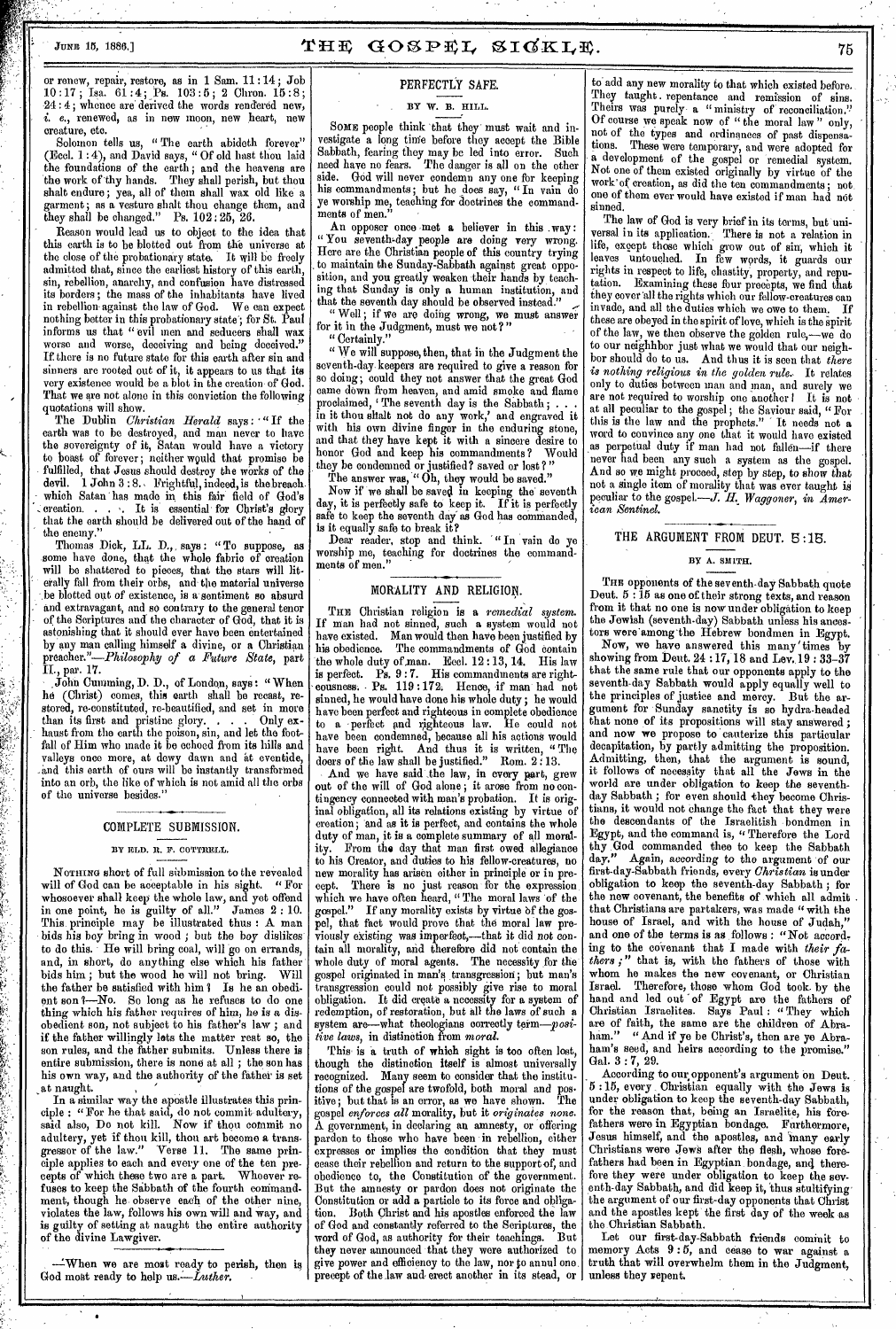or renew, repair, restore, as in 1 Sam. 11:14; Job 10:17; Isa. 61:4; Ps. 103:5; 2 Chron. 15:8; 24:4; whence are derived the words rendered new, *i. e.*, renewed, as in new moon, new heart, new creature, etc.

Solomon tells us, "The earth abideth forever" (Eccl. 1:4), and David says, "Of old hast thou laid the foundations of the earth; and the heavens are the work of thy hands. They shall perish, but thou shalt endure; yea, all of them shall wax old like a garment; as a vesture shalt thou change them, and they shall be changed." Ps. 102:25, 26.

Reason would lead us to object to the idea that this earth is to be blotted out from the universe at the close of the probationary state. It will be freely admitted that, since the earliest history of this earth, sin, rebellion, anarchy, and confusion have distressed its borders; the mass of the inhabitants have lived in rebellion against the law of God. We can expect nothing better in this probationary state; for St. Paul informs us that "evil men and seducers shall wax worse and worse, deceiving and being deceived." If there is no future state for this earth after sin and sinners are rooted out of it, it appears to us that its very existence would be a blot in the creation of God. That we are not alone in this conviction the following quotations will show.

The Dublin *Christian Herald* says: "If the earth was to be destroyed, and man never to have the sovereignty of it, Satan would have a victory to boast of forever; neither would that promise be fulfilled, that Jesus should destroy the works of the devil. 1 John 3:8. Frightful, indeed, is the breach which Satan has made in this fair field of God's creation. . . . It is essential for Christ's glory that the earth should be delivered out of the hand of the enemy."

Thomas Dick, LL. D., says: "To suppose, as some have done, that the whole fabric of creation will be shattered to pieces, that the stars will literally fall from their orbs, and the material universe be blotted out of existence, is a sentiment so absurd and extravagant, and so contrary to the general tenor of the Scriptures and the character of God, that it is astonishing that it should ever have been entertained by any man calling himself a divine, or a Christian preacher."—*Philosophy of a Future State*, part II., par. 17.

John Cumming, D. D., of London, says: "When he (Christ) comes, this earth shall be recast, restored, re-constituted, re-beautified, and set in more than its first and pristine glory. . . . Only exhaust from the earth the poison, sin, and let the footfall of Him who made it be echoed from its hills and valleys once more, at dewy dawn and at eventide, and this earth of ours will be instantly transformed into an orb, the like of which is not amid all the orbs of the universe besides."

## COMPLETE SUBMISSION.

BY ELD. R. F. COTTRELL.

Nothing short of full submission to the revealed will of God can be acceptable in his sight. "For whosoever shall keep the whole law, and yet offend in one point, he is guilty of all." James 2:10. This principle may be illustrated thus: A man bids his boy bring in wood; but the boy dislikes to do this. He will bring coal, will go on errands, and, in short, do anything else which his father bids him; but the wood he will not bring. Will the father be satisfied with him? Is he an obedient son?—No. So long as he refuses to do one thing which his father requires of him, he is a disobedient son, not subject to his father's law; and if the father willingly lets the matter rest so, the son rules, and the father submits. Unless there is entire submission, there is none at all; the son has his own way, and the authority of the father is set at naught.

In a similar way the apostle illustrates this principle: "For he that said, do not commit adultery, said also, Do not kill. Now if thou commit no adultery, yet if thou kill, thou art become a transgressor of the law." Verse 11. The same principle applies to each and every one of the ten precepts of which these two are a part. Whoever refuses to keep the Sabbath of the fourth commandment, though he observe each of the other nine, violates the law, follows his own will and way, and is guilty of setting at naught the entire authority of the divine Lawgiver.

—When we are most ready to perish, then is God most ready to help us.—*Luther.*

## PERFECTLY SAFE.

BY W. B. HILL.

Some people think that they must wait and investigate a long time before they accept the Bible Sabbath, fearing they may be led into error. Such need have no fears. The danger is all on the other side. God will never condemn any one for keeping his commandments; but he does say, "In vain do ye worship me, teaching for doctrines the commandments of men."

An opposer once met a believer in this way: "You seventh-day people are doing very wrong. Here are the Christian people of this country trying to maintain the Sunday-Sabbath against great opposition, and you greatly weaken their hands by teaching that Sunday is only a human institution, and that the seventh day should be observed instead."

"Well; if we are doing wrong, we must answer for it in the Judgment, must we not?"

"Certainly."

"We will suppose, then, that in the Judgment the seventh-day keepers are required to give a reason for so doing; could they not answer that the great God came down from heaven, and amid smoke and flame proclaimed, 'The seventh day is the Sabbath; . . . in it thou shalt not do any work,' and engraved it with his own divine finger in the enduring stone, and that they have kept it with a sincere desire to honor God and keep his commandments? Would they be condemned or justified? saved or lost?"

The answer was, "Oh, they would be saved."

Now if we shall be saved in keeping the seventh day, it is perfectly safe to keep it. If it is perfectly safe to keep the seventh day as God has commanded, is it equally safe to break it?

Dear reader, stop and think. "In vain do ye worship me, teaching for doctrines the commandments of men."

## MORALITY AND RELIGION.

The Christian religion is a *remedial system.* If man had not sinned, such a system would not have existed. Man would then have been justified by his obedience. The commandments of God contain the whole duty of man. Eccl. 12:13, 14. His law is perfect. Ps. 9:7. His commandments are righteousness. Ps. 119:172. Hence, if man had not sinned, he would have done his whole duty; he would have been perfect and righteous in complete obedience to a perfect and righteous law. He could not have been condemned, because all his actions would have been right. And thus it is written, "The doers of the law shall be justified." Rom. 2:13.

And we have said the law, in every part, grew out of the will of God alone; it arose from no contingency connected with man's probation. It is original obligation, all its relations existing by virtue of creation; and as it is perfect, and contains the whole duty of man, it is a complete summary of all morality. From the day that man first owed allegiance to his Creator, and duties to his fellow-creatures, no new morality has arisen either in principle or in precept. There is no just reason for the expression which we have often heard, "The moral laws of the gospel." If any morality exists by virtue of the gospel, that fact would prove that the moral law previously existing was imperfect,—that it did not contain all morality, and therefore did not contain the whole duty of moral agents. The necessity for the gospel originated in man's transgression; but man's transgression could not possibly give rise to moral obligation. It did create a necessity for a system of redemption, of restoration, but all the laws of such a system are—what theologians correctly term—*positive laws*, in distinction from *moral.*

This is a truth of which sight is too often lost, though the distinction itself is almost universally recognized. Many seem to consider that the institutions of the gospel are twofold, both moral and positive; but that is an error, as we have shown. The gospel *enforces all* morality, but it *originates none.* A government, in declaring an amnesty, or offering pardon to those who have been in rebellion, either expresses or implies the condition that they must cease their rebellion and return to the support of, and obedience to, the Constitution of the government. But the amnesty or pardon does not originate the Constitution or add a particle to its force and obligation. Both Christ and his apostles enforced the law of God and constantly referred to the Scriptures, the word of God, as authority for their teachings. But they never announced that they were authorized to give power and efficiency to the law, nor to annul one precept of the law and erect another in its stead, or to add any new morality to that which existed before. They taught repentance and remission of sins. Theirs was purely a "ministry of reconciliation." Of course we speak now of "the moral law" only, not of the types and ordinances of past dispensations. These were temporary, and were adopted for a development of the gospel or remedial system. Not one of them existed originally by virtue of the work of creation, as did the ten commandments; not one of them ever would have existed if man had not sinned.

The law of God is very brief in its terms, but universal in its application. There is not a relation in life, except those which grow out of sin, which it leaves untouched. In few words, it guards our rights in respect to life, chastity, property, and reputation. Examining these four precepts, we find that they cover all the rights which our fellow-creatures can invade, and all the duties which we owe to them. If these are obeyed in the spirit of love, which is the spirit of the law, we then observe the golden rule,—we do to our neighbor just what we would that our neighbor should do to us. And thus it is seen that *there is nothing religious in the golden rule.* It relates only to duties between man and man, and surely we are not required to worship one another! It is not at all peculiar to the gospel; the Saviour said, "For this is the law and the prophets." It needs not a word to convince any one that it would have existed as perpetual duty if man had not fallen—if there never had been any such a system as the gospel. And so we might proceed, step by step, to show that not a single item of morality that was ever taught is peculiar to the gospel.—*J. H. Waggoner, in American Sentinel.*

## THE ARGUMENT FROM DEUT. 5:15.

BY A. SMITH.

The opponents of the seventh-day Sabbath quote Deut. 5:15 as one of their strong texts, and reason from it that no one is now under obligation to keep the Jewish (seventh-day) Sabbath unless his ancestors were among the Hebrew bondmen in Egypt.

Now, we have answered this many times by showing from Deut. 24:17, 18 and Lev. 19:33-37 that the same rule that our opponents apply to the seventh-day Sabbath would apply equally well to the principles of justice and mercy. But the argument for Sunday sanctity is so hydra-headed that none of its propositions will stay answered; and now we propose to cauterize this particular decapitation, by partly admitting the proposition. Admitting, then, that the argument is sound, it follows of necessity that all the Jews in the world are under obligation to keep the seventh-day Sabbath; for even should they become Christians, it would not change the fact that they were the descendants of the Israelitish bondmen in Egypt, and the command is, "Therefore the Lord thy God commanded thee to keep the Sabbath day." Again, according to the argument of our first-day-Sabbath friends, every *Christian* is under obligation to keep the seventh-day Sabbath; for under the new covenant, the benefits of which all admit that Christians are partakers, was made "with the house of Israel, and with the house of Judah," and one of the terms is as follows: "Not according to the covenant that I made with *their fathers*;" that is, with the fathers of those with whom he makes the new covenant, or Christian Israel. Therefore, those whom God took by the hand and led out of Egypt are the fathers of Christian Israelites. Says Paul: "They which are of faith, the same are the children of Abraham." "And if ye be Christ's, then are ye Abraham's seed, and heirs according to the promise." Gal. 3:7, 29.

According to our opponent's argument on Deut. 5:15, every Christian equally with the Jews is under obligation to keep the seventh-day Sabbath, for the reason that, being an Israelite, his forefathers were in Egyptian bondage. Furthermore, Jesus himself, and the apostles, and many early Christians were Jews after the flesh, whose forefathers had been in Egyptian bondage, and therefore they were under obligation to keep the seventh-day Sabbath, and did keep it, thus stultifying the argument of our first-day opponents that Christ and the apostles kept the first day of the week as the Christian Sabbath.

Let our first-day-Sabbath friends commit to memory Acts 9:5, and cease to war against a truth that will overwhelm them in the Judgment, unless they repent.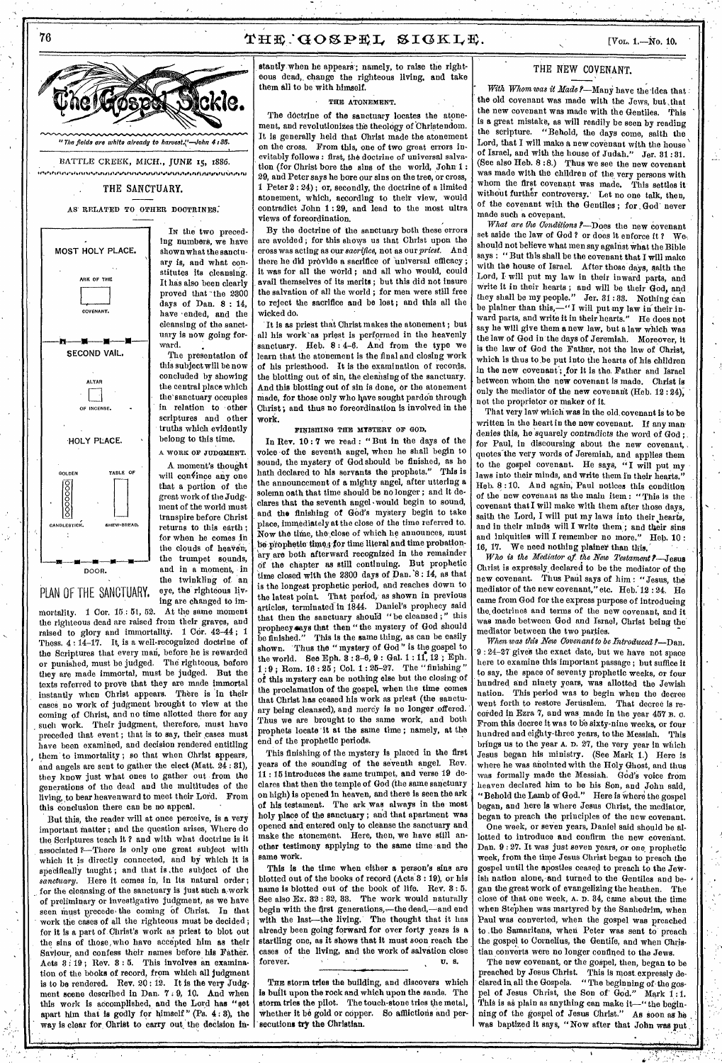# The Gospel Sickle.

"The fields are white already to harvest."—John 4:35.

BATTLE CREEK, MICH., JUNE 15, 1886.

## THE SANCTUARY.

### AS RELATED TO OTHER DOCTRINES.

MOST HOLY PLACE.

ARK OF THE COVENANT.

SECOND VAIL.

ALTAR OF INCENSE.

HOLY PLACE.

GOLDEN CANDLESTICK.

TABLE OF SHEW-BREAD.

DOOR.

PLAN OF THE SANCTUARY.

IN the two preceding numbers, we have shown what the sanctuary is, and what constitutes its cleansing. It has also been clearly proved that the 2300 days of Dan. 8:14, have ended, and the cleansing of the sanctuary is now going forward.

The presentation of this subject will be now concluded by showing the central place which the sanctuary occupies in relation to other scriptures and other truths which evidently belong to this time.

A WORK OF JUDGMENT.

A moment's thought will convince any one that a portion of the great work of the Judgment of the world must transpire before Christ returns to this earth; for when he comes in the clouds of heaven, the trumpet sounds, and in a moment, in the twinkling of an eye, the righteous living are changed to immortality. 1 Cor. 15:51, 52. At the same moment the righteous dead are raised from their graves, and raised to glory and immortality. 1 Cor. 42-44; 1 Thess. 4:14-17. It is a well-recognized doctrine of the Scriptures that every man, before he is rewarded or punished, must be judged. The righteous, before they are made immortal, must be judged. But the texts referred to prove that they are made immortal instantly when Christ appears. There is in their cases no work of judgment brought to view at the coming of Christ, and no time allotted there for any such work. Their judgment, therefore, must have preceded that event; that is to say, their cases must have been examined, and decision rendered entitling them to immortality; so that when Christ appears, and angels are sent to gather the elect (Matt. 24:31), they know just what ones to gather out from the generations of the dead and the multitudes of the living, to bear heavenward to meet their Lord. From this conclusion there can be no appeal.

But this, the reader will at once perceive, is a very important matter; and the question arises, Where do the Scriptures teach it? and with what doctrine is it associated?—There is only one great subject with which it is directly connected, and by which it is specifically taught; and that is the subject of the *sanctuary*. Here it comes in, in its natural order; for the cleansing of the sanctuary is just such a work of preliminary or investigative judgment, as we have seen must precede the coming of Christ. In that work the cases of all the righteous must be decided; for it is a part of Christ's work as priest to blot out the sins of those who have accepted him as their Saviour, and confess their names before his Father. Acts 3:19; Rev. 3:5. This involves an examination of the books of record, from which all judgment is to be rendered. Rev. 20:12. It is the very Judgment scene described in Dan. 7:9, 10. And when this work is accomplished, and the Lord has "set apart him that is godly for himself" (Ps. 4:3), the way is clear for Christ to carry out the decision instantly when he appears; namely, to raise the righteous dead, change the righteous living, and take them all to be with himself.

THE ATONEMENT.

The doctrine of the sanctuary locates the atonement, and revolutionizes the theology of Christendom. It is generally held that Christ made the atonement on the cross. From this, one of two great errors inevitably follows: first, the doctrine of universal salvation (for Christ bore the sins of the world, John 1:29, and Peter says he bore our sins on the tree, or cross, 1 Peter 2:24); or, secondly, the doctrine of a limited atonement, which, according to their view, would contradict John 1:29, and lead to the most ultra views of foreordination.

By the doctrine of the sanctuary both these errors are avoided; for this shows us that Christ upon the cross was acting as our *sacrifice*, not as our *priest*. And there he did provide a sacrifice of universal efficacy; it was for all the world; and all who would, could avail themselves of its merits; but this did not insure the salvation of all the world; for men were still free to reject the sacrifice and be lost; and this all the wicked do.

It is as priest that Christ makes the atonement; but all his work as priest is performed in the heavenly sanctuary. Heb. 8:4-6. And from the type we learn that the atonement is the final and closing work of his priesthood. It is the examination of records, the blotting out of sin, the cleansing of the sanctuary. And this blotting out of sin is done, or the atonement made, for those only who have sought pardon through Christ; and thus no foreordination is involved in the work.

FINISHING THE MYSTERY OF GOD.

In Rev. 10:7 we read: "But in the days of the voice of the seventh angel, when he shall begin to sound, the mystery of God should be finished, as he hath declared to his servants the prophets." This is the announcement of a mighty angel, after uttering a solemn oath that time should be no longer; and it declares that the seventh angel would begin to sound, and the finishing of God's mystery begin to take place, immediately at the close of the time referred to. Now the time, the close of which he announces, must be prophetic time; for time literal and time probationary are both afterward recognized in the remainder of the chapter as still continuing. But prophetic time closed with the 2300 days of Dan. 8:14, as that is the longest prophetic period, and reaches down to the latest point. That period, as shown in previous articles, terminated in 1844. Daniel's prophecy said that then the sanctuary should "be cleansed;" this prophecy says that then "the mystery of God should be finished." This is the same thing, as can be easily shown. Thus the "mystery of God" is the gospel to the world. See Eph. 3:3-6, 9; Gal. 1:11, 12; Eph. 1:9; Rom. 16:25; Col. 1:25-27. The "finishing" of this mystery can be nothing else but the closing of the proclamation of the gospel, when the time comes that Christ has ceased his work as priest (the sanctuary being cleansed), and mercy is no longer offered. Thus we are brought to the same work, and both prophets locate it at the same time; namely, at the end of the prophetic periods.

This finishing of the mystery is placed in the first years of the sounding of the seventh angel. Rev. 11:15 introduces the same trumpet, and verse 19 declares that then the temple of God (the same sanctuary on high) is opened in heaven, and there is seen the ark of his testament. The ark was always in the most holy place of the sanctuary; and that apartment was opened and entered only to cleanse the sanctuary and make the atonement. Here, then, we have still another testimony applying to the same time and the same work.

This is the time when either a person's sins are blotted out of the books of record (Acts 3:19), or his name is blotted out of the book of life. Rev. 3:5. See also Ex. 32:32, 33. The work would naturally begin with the first generations,—the dead,—and end with the last—the living. The thought that it has already been going forward for over forty years is a startling one, as it shows that it must soon reach the cases of the living, and the work of salvation close forever.

U. S.

THE storm tries the building, and discovers which is built upon the rock and which upon the sands. The storm tries the pilot. The touch-stone tries the metal, whether it be gold or copper. So afflictions and persecutions try the Christian.

## THE NEW COVENANT.

*With Whom was it Made?*—Many have the idea that the old covenant was made with the Jews, but that the new covenant was made with the Gentiles. This is a great mistake, as will readily be seen by reading the scripture. "Behold, the days come, saith the Lord, that I will make a new covenant with the house of Israel, and with the house of Judah." Jer. 31:31. (See also Heb. 8:8.) Thus we see the new covenant was made with the children of the very persons with whom the first covenant was made. This settles it without further controversy. Let no one talk, then, of the covenant with the Gentiles; for God never made such a covenant.

*What are the Conditions?*—Does the new covenant set aside the law of God? or does it enforce it? We should not believe what men say against what the Bible says: "But this shall be the covenant that I will make with the house of Israel. After those days, saith the Lord, I will put my law in their inward parts, and write it in their hearts; and will be their God, and they shall be my people." Jer. 31:33. Nothing can be plainer than this,—"I will put my law in their inward parts, and write it in their hearts." He does not say he will give them a new law, but a law which was the law of God in the days of Jeremiah. Moreover, it is the law of God the Father, not the law of Christ, which is thus to be put into the hearts of his children in the new covenant; for it is the Father and Israel between whom the new covenant is made. Christ is only the mediator of the new covenant (Heb. 12:24), not the proprietor or maker of it.

That very law which was in the old covenant is to be written in the heart in the new covenant. If any man denies this, he squarely contradicts the word of God; for Paul, in discoursing about the new covenant, quotes the very words of Jeremiah, and applies them to the gospel covenant. He says, "I will put my laws into their minds, and write them in their hearts." Heb. 8:10. And again, Paul notices this condition of the new covenant as the main item: "This is the covenant that I will make with them after those days, saith the Lord, I will put my laws into their hearts, and in their minds will I write them; and their sins and iniquities will I remember no more." Heb. 10:16, 17. We need nothing plainer than this.

*Who is the Mediator of the New Testament?*—Jesus Christ is expressly declared to be the mediator of the new covenant. Thus Paul says of him: "Jesus, the mediator of the new covenant," etc. Heb. 12:24. He came from God for the express purpose of introducing the doctrines and terms of the new covenant, and it was made between God and Israel, Christ being the mediator between the two parties.

*When was this New Covenant to be Introduced?*—Dan. 9:24-27 gives the exact date, but we have not space here to examine this important passage; but suffice it to say, the space of seventy prophetic weeks, or four hundred and ninety years, was allotted the Jewish nation. This period was to begin when the decree went forth to restore Jerusalem. That decree is recorded in Ezra 7, and was made in the year 457 B. C. From this decree it was to be sixty-nine weeks, or four hundred and eighty-three years, to the Messiah. This brings us to the year A. D. 27, the very year in which Jesus began his ministry. (See Mark 1.) Here is where he was anointed with the Holy Ghost, and thus was formally made the Messiah. God's voice from heaven declared him to be his Son, and John said, "Behold the Lamb of God." Here is where the gospel began, and here is where Jesus Christ, the mediator, began to preach the principles of the new covenant.

One week, or seven years, Daniel said should be allotted to introduce and confirm the new covenant. Dan. 9:27. It was just seven years, or one prophetic week, from the time Jesus Christ began to preach the gospel until the apostles ceased to preach to the Jewish nation alone, and turned to the Gentiles and began the great work of evangelizing the heathen. The close of that one week, A. D. 34, came about the time when Stephen was martyred by the Sanhedrim, when Paul was converted, when the gospel was preached to the Samaritans, when Peter was sent to preach the gospel to Cornelius, the Gentile, and when Christian converts were no longer confined to the Jews.

The new covenant, or the gospel, then, began to be preached by Jesus Christ. This is most expressly declared in all the Gospels. "The beginning of the gospel of Jesus Christ, the Son of God." Mark 1:1. This is as plain as anything can make it—"the beginning of the gospel of Jesus Christ." As soon as he was baptized it says, "Now after that John was put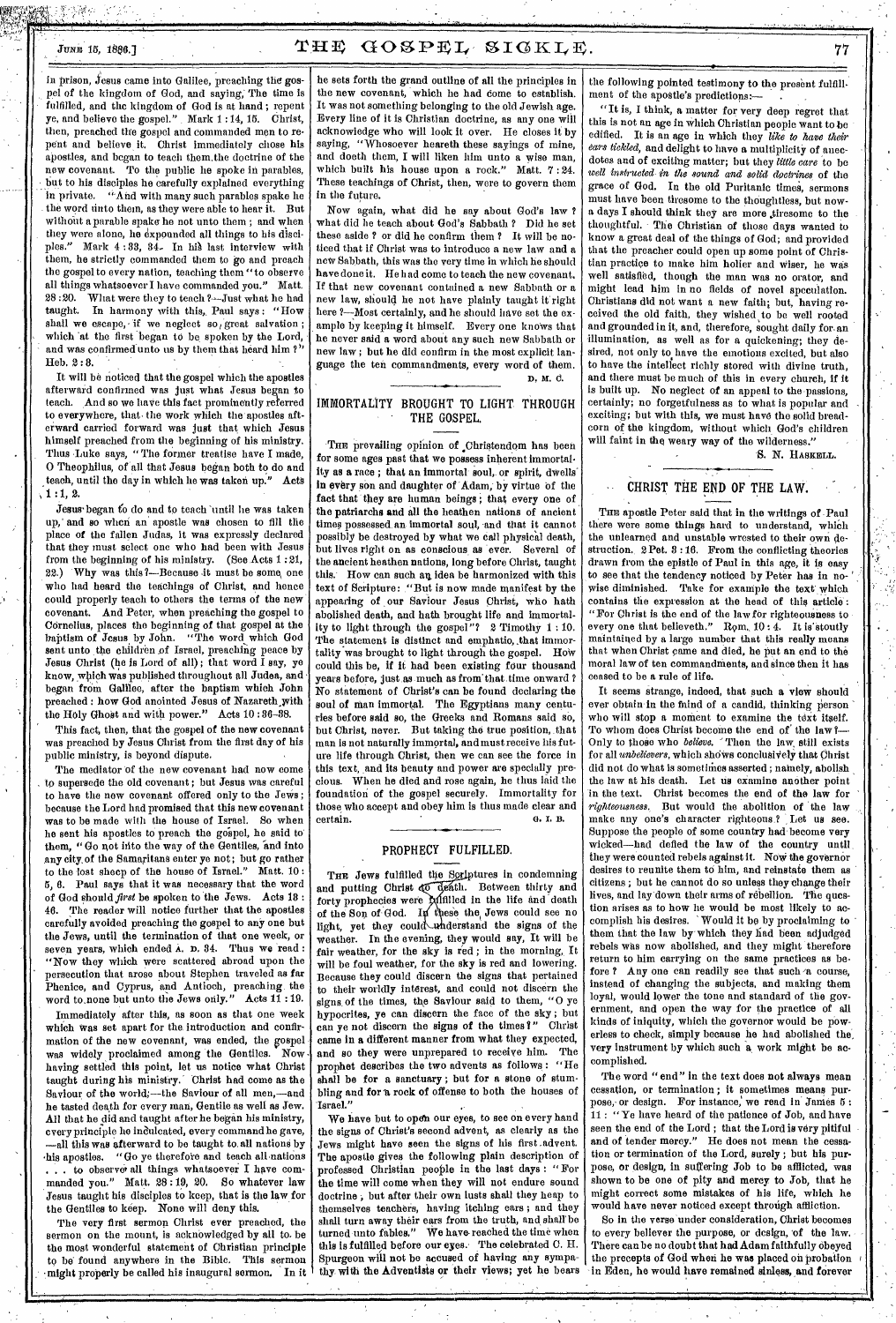in prison, Jesus came into Galilee, preaching the gospel of the kingdom of God, and saying, The time is fulfilled, and the kingdom of God is at hand; repent ye, and believe the gospel." Mark 1:14, 15. Christ, then, preached the gospel and commanded men to repent and believe it. Christ immediately chose his apostles, and began to teach them the doctrine of the new covenant. To the public he spoke in parables, but to his disciples he carefully explained everything in private. "And with many such parables spake he the word unto them, as they were able to hear it. But without a parable spake he not unto them; and when they were alone, he expounded all things to his disciples." Mark 4:33, 34. In his last interview with them, he strictly commanded them to go and preach the gospel to every nation, teaching them "to observe all things whatsoever I have commanded you." Matt. 28:20. What were they to teach?—Just what he had taught. In harmony with this, Paul says: "How shall we escape, if we neglect so great salvation; which at the first began to be spoken by the Lord, and was confirmed unto us by them that heard him?" Heb. 2:3.

It will be noticed that the gospel which the apostles afterward confirmed was just what Jesus began to teach. And so we have this fact prominently referred to everywhere, that the work which the apostles afterward carried forward was just that which Jesus himself preached from the beginning of his ministry. Thus Luke says, "The former treatise have I made, O Theophilus, of all that Jesus began both to do and teach, until the day in which he was taken up." Acts 1:1, 2.

Jesus began to do and to teach until he was taken up, and so when an apostle was chosen to fill the place of the fallen Judas, it was expressly declared that they must select one who had been with Jesus from the beginning of his ministry. (See Acts 1:21, 22.) Why was this?—Because it must be some one who had heard the teachings of Christ, and hence could properly teach to others the terms of the new covenant. And Peter, when preaching the gospel to Cornelius, places the beginning of that gospel at the baptism of Jesus by John. "The word which God sent unto the children of Israel, preaching peace by Jesus Christ (he is Lord of all); that word I say, ye know, which was published throughout all Judea, and began from Galilee, after the baptism which John preached: how God anointed Jesus of Nazareth with the Holy Ghost and with power." Acts 10:36-38.

This fact, then, that the gospel of the new covenant was preached by Jesus Christ from the first day of his public ministry, is beyond dispute.

The mediator of the new covenant had now come to supersede the old covenant; but Jesus was careful to have the new covenant offered only to the Jews; because the Lord had promised that this new covenant was to be made with the house of Israel. So when he sent his apostles to preach the gospel, he said to them, "Go not into the way of the Gentiles, and into any city of the Samaritans enter ye not; but go rather to the lost sheep of the house of Israel." Matt. 10:5, 6. Paul says that it was necessary that the word of God should *first* be spoken to the Jews. Acts 13:46. The reader will notice further that the apostles carefully avoided preaching the gospel to any one but the Jews, until the termination of that one week, or seven years, which ended A. D. 34. Thus we read: "Now they which were scattered abroad upon the persecution that arose about Stephen traveled as far as Phenice, and Cyprus, and Antioch, preaching the word to none but unto the Jews only." Acts 11:19.

Immediately after this, as soon as that one week which was set apart for the introduction and confirmation of the new covenant, was ended, the gospel was widely proclaimed among the Gentiles. Now having settled this point, let us notice what Christ taught during his ministry. Christ had come as the Saviour of the world,—the Saviour of all men,—and he tasted death for every man, Gentile as well as Jew. All that he did and taught after he began his ministry, every principle he inculcated, every command he gave, —all this was afterward to be taught to all nations by his apostles. "Go ye therefore and teach all nations . . . to observe all things whatsoever I have commanded you." Matt. 28:19, 20. So whatever law Jesus taught his disciples to keep, that is the law for the Gentiles to keep. None will deny this.

The very first sermon Christ ever preached, the sermon on the mount, is acknowledged by all to be the most wonderful statement of Christian principle to be found anywhere in the Bible. This sermon might properly be called his inaugural sermon. In it he sets forth the grand outline of all the principles in the new covenant, which he had come to establish. It was not something belonging to the old Jewish age. Every line of it is Christian doctrine, as any one will acknowledge who will look it over. He closes it by saying, "Whosoever heareth these sayings of mine, and doeth them, I will liken him unto a wise man, which built his house upon a rock." Matt. 7:24. These teachings of Christ, then, were to govern them in the future.

Now again, what did he say about God's law? what did he teach about God's Sabbath? Did he set these aside? or did he confirm them? It will be noticed that if Christ was to introduce a new law and a new Sabbath, this was the very time in which he should have done it. He had come to teach the new covenant. If that new covenant contained a new Sabbath or a new law, should he not have plainly taught it right here?—Most certainly, and he should have set the example by keeping it himself. Every one knows that he never said a word about any such new Sabbath or new law; but he did confirm in the most explicit language the ten commandments, every word of them.

D. M. C.

## IMMORTALITY BROUGHT TO LIGHT THROUGH THE GOSPEL.

The prevailing opinion of Christendom has been for some ages past that we possess inherent immortality as a race; that an immortal soul, or spirit, dwells in every son and daughter of Adam, by virtue of the fact that they are human beings; that every one of the patriarchs and all the heathen nations of ancient times possessed an immortal soul, and that it cannot possibly be destroyed by what we call physical death, but lives right on as conscious as ever. Several of the ancient heathen nations, long before Christ, taught this. How can such an idea be harmonized with this text of Scripture: "But is now made manifest by the appearing of our Saviour Jesus Christ, who hath abolished death, and hath brought life and immortality to light through the gospel"? 2 Timothy 1:10. The statement is distinct and emphatic, that immortality was brought to light through the gospel. How could this be, if it had been existing four thousand years before, just as much as from that time onward? No statement of Christ's can be found declaring the soul of man immortal. The Egyptians many centuries before said so, the Greeks and Romans said so, but Christ, never. But taking the true position, that man is not naturally immortal, and must receive his future life through Christ, then we can see the force in this text, and its beauty and power are specially precious. When he died and rose again, he thus laid the foundation of the gospel securely. Immortality for those who accept and obey him is thus made clear and certain.

G. I. B.

## PROPHECY FULFILLED.

The Jews fulfilled the Scriptures in condemning and putting Christ to death. Between thirty and forty prophecies were fulfilled in the life and death of the Son of God. In these the Jews could see no light, yet they could understand the signs of the weather. In the evening, they would say, It will be fair weather, for the sky is red; in the morning, It will be foul weather, for the sky is red and lowering. Because they could discern the signs that pertained to their worldly interest, and could not discern the signs of the times, the Saviour said to them, "O ye hypocrites, ye can discern the face of the sky; but can ye not discern the signs of the times?" Christ came in a different manner from what they expected, and so they were unprepared to receive him. The prophet describes the two advents as follows: "He shall be for a sanctuary; but for a stone of stumbling and for a rock of offense to both the houses of Israel."

We have but to open our eyes, to see on every hand the signs of Christ's second advent, as clearly as the Jews might have seen the signs of his first advent. The apostle gives the following plain description of professed Christian people in the last days: "For the time will come when they will not endure sound doctrine; but after their own lusts shall they heap to themselves teachers, having itching ears; and they shall turn away their ears from the truth, and shall be turned unto fables." We have reached the time when this is fulfilled before our eyes. The celebrated C. H. Spurgeon will not be accused of having any sympathy with the Adventists or their views; yet he bears the following pointed testimony to the present fulfillment of the apostle's predictions:—

"It is, I think, a matter for very deep regret that this is not an age in which Christian people want to be edified. It is an age in which they *like to have their ears tickled*, and delight to have a multiplicity of anecdotes and of exciting matter; but they *little care* to be *well instructed in the sound and solid doctrines* of the grace of God. In the old Puritanic times, sermons must have been tiresome to the thoughtless, but nowadays I should think they are more tiresome to the thoughtful. The Christian of those days wanted to know a great deal of the things of God; and provided that the preacher could open up some point of Christian practice to make him holier and wiser, he was well satisfied, though the man was no orator, and might lead him in no fields of novel speculation. Christians did not want a new faith; but, having received the old faith, they wished to be well rooted and grounded in it, and, therefore, sought daily for an illumination, as well as for a quickening; they desired, not only to have the emotions excited, but also to have the intellect richly stored with divine truth, and there must be much of this in every church, if it is built up. No neglect of an appeal to the passions, certainly; no forgetfulness as to what is popular and exciting; but with this, we must have the solid breadcorn of the kingdom, without which God's children will faint in the weary way of the wilderness."

S. N. Haskell.

## CHRIST THE END OF THE LAW.

The apostle Peter said that in the writings of Paul there were some things hard to understand, which the unlearned and unstable wrested to their own destruction. 2 Pet. 3:16. From the conflicting theories drawn from the epistle of Paul in this age, it is easy to see that the tendency noticed by Peter has in no-wise diminished. Take for example the text which contains the expression at the head of this article: "For Christ is the end of the law for righteousness to every one that believeth." Rom. 10:4. It is stoutly maintained by a large number that this really means that when Christ came and died, he put an end to the moral law of ten commandments, and since then it has ceased to be a rule of life.

It seems strange, indeed, that such a view should ever obtain in the mind of a candid, thinking person who will stop a moment to examine the text itself. To whom does Christ become the end of the law?—Only to those who *believe*. Then the law still exists for all *unbelievers*, which shows conclusively that Christ did not do what is sometimes asserted; namely, abolish the law at his death. Let us examine another point in the text. Christ becomes the end of the law for *righteousness*. But would the abolition of the law make any one's character righteous? Let us see. Suppose the people of some country had become very wicked—had defied the law of the country until they were counted rebels against it. Now the governor desires to reunite them to him, and reinstate them as citizens; but he cannot do so unless they change their lives, and lay down their arms of rebellion. The question arises as to how he would be most likely to accomplish his desires. Would it be by proclaiming to them that the law by which they had been adjudged rebels was now abolished, and they might therefore return to him carrying on the same practices as before? Any one can readily see that such a course, instead of changing the subjects, and making them loyal, would lower the tone and standard of the government, and open the way for the practice of all kinds of iniquity, which the governor would be powerless to check, simply because he had abolished the very instrument by which such a work might be accomplished.

The word "end" in the text does not always mean cessation, or termination; it sometimes means purpose, or design. For instance, we read in James 5:11: "Ye have heard of the patience of Job, and have seen the end of the Lord; that the Lord is very pitiful and of tender mercy." He does not mean the cessation or termination of the Lord, surely; but his purpose, or design, in suffering Job to be afflicted, was shown to be one of pity and mercy to Job, that he might correct some mistakes of his life, which he would have never noticed except through affliction.

So in the verse under consideration, Christ becomes to every believer the purpose, or design, of the law. There can be no doubt that had Adam faithfully obeyed the precepts of God when he was placed on probation in Eden, he would have remained sinless, and forever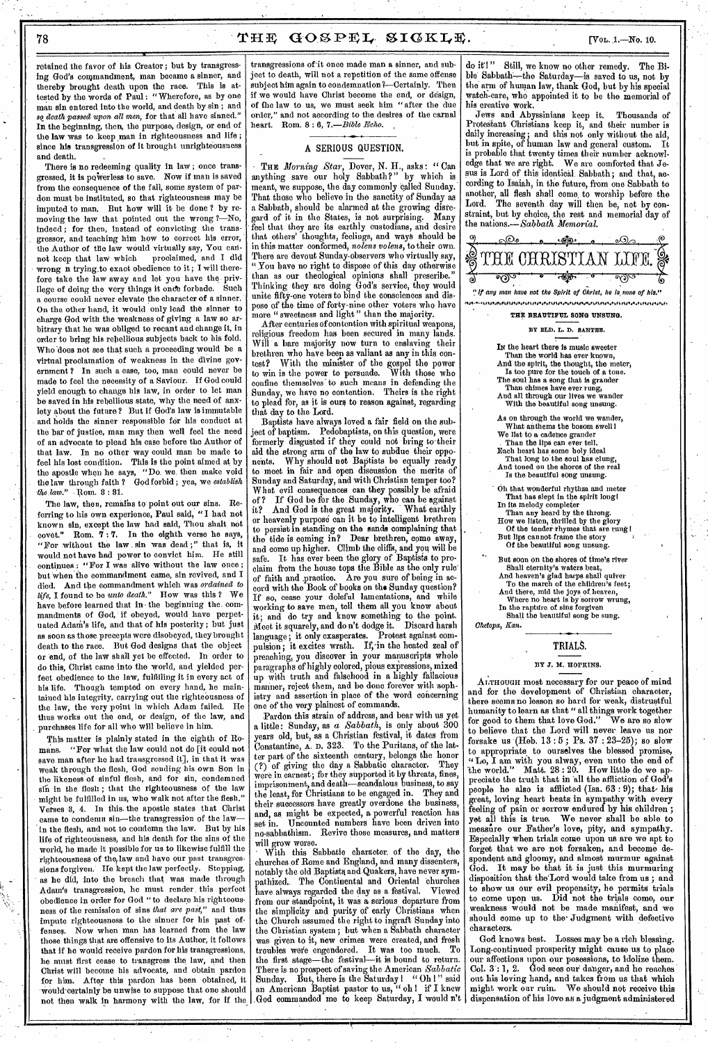retained the favor of his Creator; but by transgressing God's commandment, man became a sinner, and thereby brought death upon the race. This is attested by the words of Paul: "Wherefore, as by one man sin entered into the world, and death by sin; and *so death passed upon all men*, for that all have sinned." In the beginning, then, the purpose, design, or end of the law was to keep man in righteousness and life; since his transgression of it brought unrighteousness and death.

There is no redeeming quality in law; once transgressed, it is powerless to save. Now if man is saved from the consequence of the fall, some system of pardon must be instituted, so that righteousness may be imputed to man. But how will it be done? by removing the law that pointed out the wrong?—No, indeed; for then, instead of convicting the transgressor, and teaching him how to correct his error, the Author of the law would virtually say, You cannot keep that law which proclaimed, and I did wrong in trying to exact obedience to it; I will therefore take the law away and let you have the privilege of doing the very things it once forbade. Such a course could never elevate the character of a sinner. On the other hand, it would only lead the sinner to charge God with the weakness of giving a law so arbitrary that he was obliged to recant and change it, in order to bring his rebellious subjects back to his fold. Who does not see that such a proceeding would be a virtual proclamation of weakness in the divine government? In such a case, too, man could never be made to feel the necessity of a Saviour. If God could yield enough to change his law, in order to let man be saved in his rebellious state, why the need of anxiety about the future? But if God's law is immutable and holds the sinner responsible for his conduct at the bar of justice, man may then well feel the need of an advocate to plead his case before the Author of that law. In no other way could man be made to feel his lost condition. This is the point aimed at by the apostle when he says, "Do we then make void the law through faith? God forbid; yea, we *establish the law*." Rom. 3 : 31.

The law, then, remains to point out our sins. Referring to his own experience, Paul said, "I had not known sin, except the law had said, Thou shalt not covet." Rom. 7 : 7. In the eighth verse he says, "For without the law sin was dead;" that is, it would not have had power to convict him. He still continues: "For I was alive without the law once; but when the commandment came, sin revived, and I died. And the commandment which was *ordained to life*, I found to be *unto death*." How was this? We have before learned that in the beginning the commandments of God, if obeyed, would have perpetuated Adam's life, and that of his posterity; but just as soon as those precepts were disobeyed, they brought death to the race. But God designs that the object or end, of the law shall yet be effected. In order to do this, Christ came into the world, and yielded perfect obedience to the law, fulfilling it in every act of his life. Though tempted on every hand, he maintained his integrity, carrying out the righteousness of the law, the very point in which Adam failed. He thus works out the end, or design, of the law, and purchases life for all who will believe in him.

This matter is plainly stated in the eighth of Romans. "For what the law could not do [it could not save man after he had transgressed it], in that it was weak through the flesh, God sending his own Son in the likeness of sinful flesh, and for sin, condemned sin in the flesh; that the righteousness of the law might be fulfilled in us, who walk not after the flesh." Verses 3, 4. In this the apostle states that Christ came to condemn sin—the transgression of the law—in the flesh, and not to condemn the law. But by his life of righteousness, and his death for the sins of the world, he made it possible for us to likewise fulfill the righteousness of the law and have our past transgressions forgiven. He kept the law perfectly. Stepping, as he did, into the breach that was made through Adam's transgression, he must render this perfect obedience in order for God "to declare his righteousness of the remission of sins *that are past*," and thus impute righteousness to the sinner for his past offenses. Now when man has learned from the law those things that are offensive to its Author, it follows that if he would receive pardon for his transgressions, he must first cease to transgress the law, and then Christ will become his advocate, and obtain pardon for him. After this pardon has been obtained, it would certainly be unwise to suppose that one should not then walk in harmony with the law, for if the transgressions of it once made him a sinner, and subject to death, will not a repetition of the same offense subject him again to condemnation?—Certainly. Then if we would have Christ become the end, or design, of the law to us, we must seek him "after the due order," and not according to the desires of the carnal heart. Rom. 8 : 6, 7.—*Bible Echo.*

## A SERIOUS QUESTION.

THE *Morning Star*, Dover, N. H., asks: "Can anything save our holy Sabbath?" by which is meant, we suppose, the day commonly called Sunday. That those who believe in the sanctity of Sunday as a Sabbath, should be alarmed at the growing disregard of it in the States, is not surprising. Many feel that they are its earthly custodians, and desire that others' thoughts, feelings, and ways should be in this matter conformed, *nolens volens*, to their own. There are devout Sunday-observers who virtually say, "You have no right to dispose of this day otherwise than as our theological opinions shall prescribe." Thinking they are doing God's service, they would unite fifty-one voters to bind the consciences and dispose of the time of forty-nine other voters who have more "sweetness and light" than the majority.

After centuries of contention with spiritual weapons, religious freedom has been secured in many lands. Will a bare majority now turn to enslaving their brethren who have been as valiant as any in this contest? With the minister of the gospel the power to win is the power to persuade. With those who confine themselves to such means in defending the Sunday, we have no contention. Theirs is the right to plead for, as it is ours to reason against, regarding that day to the Lord.

Baptists have always loved a fair field on the subject of baptism. Pedobaptists, on this question, were formerly disgusted if they could not bring to their aid the strong arm of the law to subdue their opponents. Why should not Baptists be equally ready to meet in fair and open discussion the merits of Sunday and Saturday, and with Christian temper too? What evil consequences can they possibly be afraid of? If God be for the Sunday, who can be against it? And God is the great majority. What earthly or heavenly purpose can it be to intelligent brethren to persist in standing on the sands complaining that the tide is coming in? Dear brethren, come away, and come up higher. Climb the cliffs, and you will be safe. It has ever been the glory of Baptists to proclaim from the house tops the Bible as the only rule of faith and practice. Are you sure of being in accord with the Book of books on the Sunday question? If so, cease your doleful lamentations, and while working to save men, tell them all you know about it; and do try and know something to the point. Meet it squarely, and do n't dodge it. Discard harsh language; it only exasperates. Protest against compulsion; it excites wrath. If, in the heated zeal of preaching, you discover in your manuscripts whole paragraphs of highly colored, pious expressions, mixed up with truth and falsehood in a highly fallacious manner, reject them, and be done forever with sophistry and assertion in place of the word concerning one of the very plainest of commands.

Pardon this strain of address, and bear with us yet a little: Sunday, as *a Sabbath*, is only about 300 years old, but, as a Christian festival, it dates from Constantine, A. D. 323. To the Puritans, of the latter part of the sixteenth century, belongs the honor (?) of giving the day a Sabbatic character. They were in earnest; for they supported it by threats, fines, imprisonment, and death—scandalous business, to say the least, for Christians to be engaged in. They and their successors have greatly overdone the business, and, as might be expected, a powerful reaction has set in. Uncounted numbers have been driven into no-sabbathism. Revive those measures, and matters will grow worse.

With this Sabbatic character of the day, the churches of Rome and England, and many dissenters, notably the old Baptists and Quakers, have never sympathized. The Continental and Oriental churches have always regarded the day as a festival. Viewed from our standpoint, it was a serious departure from the simplicity and purity of early Christians when the Church assumed the right to ingraft Sunday into the Christian system; but when a Sabbath character was given to it, new crimes were created, and fresh troubles were engendered. It was too much. To the first stage—the festival—it is bound to return. There is no prospect of saving the American *Sabbatic* Sunday. But, there is the Saturday! "Oh!" said an American Baptist pastor to us, "oh! if I knew God commanded me to keep Saturday, I would n't do it!" Still, we know no other remedy. The Bible Sabbath—the Saturday—is saved to us, not by the arm of human law, thank God, but by his special watch-care, who appointed it to be the memorial of his creative work.

Jews and Abyssinians keep it. Thousands of Protestant Christians keep it, and their number is daily increasing; and this not only without the aid, but in spite, of human law and general custom. It is probable that twenty times their number acknowledge that we are right. We are comforted that Jesus is Lord of this identical Sabbath; and that, according to Isaiah, in the future, from one Sabbath to another, all flesh shall come to worship before the Lord. The seventh day will then be, not by constraint, but by choice, the rest and memorial day of the nations.—*Sabbath Memorial.*

# THE CHRISTIAN LIFE.

*"If any man have not the Spirit of Christ, he is none of his."*

## THE BEAUTIFUL SONG UNSUNG.

BY ELD. L. D. SANTEE.

IN the heart there is music sweeter
Than the world has ever known,
And the spirit, the thought, the meter,
Is too pure for the touch of a tone.
The soul has a song that is grander
Than chimes have ever rung,
And all through our lives we wander
With the beautiful song unsung.

As on through the world we wander,
What anthems the bosom swell!
We list to a cadence grander
Than the lips can ever tell.
Each heart has some holy ideal
That long to the soul has clung,
And toned on the shores of the real
Is the beautiful song unsung.

Oh that wonderful rhythm and meter
That has slept in the spirit long!
In its melody completer
Than any heard by the throng.
How we listen, thrilled by the glory
Of the tender rhymes that are rung!
But lips cannot frame the story
Of the beautiful song unsung.

But soon on the shores of time's river
Shall eternity's waters beat,
And heaven's glad harps shall quiver
To the march of the children's feet;
And there, mid the joys of heaven,
Where no heart is by sorrow wrung,
In the rapture of sins forgiven
Shall the beautiful song be sung.

*Oketopa, Kan.*

## TRIALS.

BY J. M. HOPKINS.

ALTHOUGH most necessary for our peace of mind and for the development of Christian character, there seems no lesson so hard for weak, distrustful humanity to learn as that "all things work together for good to them that love God." We are so slow to believe that the Lord will never leave us nor forsake us (Heb. 13 : 5; Ps. 37 : 23-25); so slow to appropriate to ourselves the blessed promise, "Lo, I am with you alway, even unto the end of the world." Matt. 28 : 20. How little do we appreciate the truth that in all the affliction of God's people he also is afflicted (Isa. 63 : 9); that his great, loving heart beats in sympathy with every feeling of pain or sorrow endured by his children; yet all this is true. We never shall be able to measure our Father's love, pity, and sympathy. Especially when trials come upon us are we apt to forget that we are not forsaken, and become despondent and gloomy, and almost murmur against God. It may be that it is just this murmuring disposition that the Lord would take from us; and to show us our evil propensity, he permits trials to come upon us. Did not the trials come, our weakness would not be made manifest, and we should come up to the Judgment with defective characters.

God knows best. Losses may be a rich blessing. Long-continued prosperity might cause us to place our affections upon our posessions, to idolize them. Col. 3 : 1, 2. God sees our danger, and he reaches out his loving hand, and takes from us that which might work our ruin. We should not receive this dispensation of his love as a judgment administered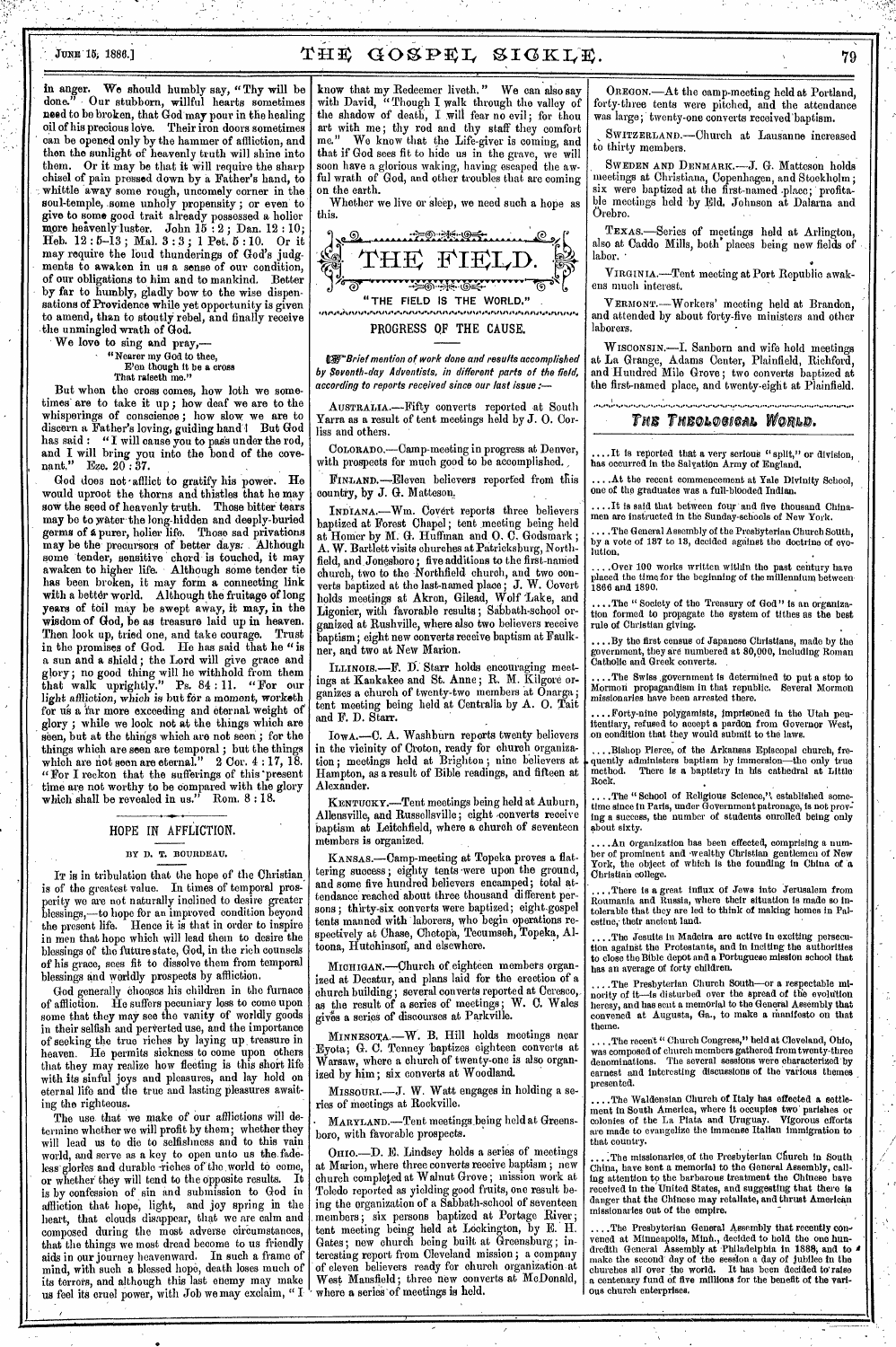in anger. We should humbly say, "Thy will be done." Our stubborn, willful hearts sometimes need to be broken, that God may pour in the healing oil of his precious love. Their iron doors sometimes can be opened only by the hammer of affliction, and then the sunlight of heavenly truth will shine into them. Or it may be that it will require the sharp chisel of pain pressed down by a Father's hand, to whittle away some rough, uncomely corner in the soul-temple, some unholy propensity; or even to give to some good trait already possessed a holier more heavenly luster. John 15 : 2; Dan. 12 : 10; Heb. 12 : 5–13; Mal. 3 : 3; 1 Pet. 5 : 10. Or it may require the loud thunderings of God's judgments to awaken in us a sense of our condition, of our obligations to him and to mankind. Better by far to humbly, gladly bow to the wise dispensations of Providence while yet opportunity is given to amend, than to stoutly rebel, and finally receive the unmingled wrath of God.

We love to sing and pray,—

"Nearer my God to thee,
E'en though it be a cross
That raiseth me."

But when the cross comes, how loth we sometimes are to take it up; how deaf we are to the whisperings of conscience; how slow we are to discern a Father's loving, guiding hand! But God has said: "I will cause you to pass under the rod, and I will bring you into the bond of the covenant." Eze. 20 : 37.

God does not afflict to gratify his power. He would uproot the thorns and thistles that he may sow the seed of heavenly truth. Those bitter tears may be to water the long-hidden and deeply-buried germs of a purer, holier life. Those sad privations may be the precursors of better days. Although some tender, sensitive chord is touched, it may awaken to higher life. Although some tender tie has been broken, it may form a connecting link with a better world. Although the fruitage of long years of toil may be swept away, it may, in the wisdom of God, be as treasure laid up in heaven. Then look up, tried one, and take courage. Trust in the promises of God. He has said that he "is a sun and a shield; the Lord will give grace and glory; no good thing will he withhold from them that walk uprightly." Ps. 84 : 11. "For our light affliction, which is but for a moment, worketh for us a far more exceeding and eternal weight of glory; while we look not at the things which are seen, but at the things which are not seen; for the things which are seen are temporal; but the things which are not seen are eternal." 2 Cor. 4 : 17, 18. "For I reckon that the sufferings of this present time are not worthy to be compared with the glory which shall be revealed in us." Rom. 8 : 18.

## HOPE IN AFFLICTION.

BY D. T. BOURDEAU.

It is in tribulation that the hope of the Christian is of the greatest value. In times of temporal prosperity we are not naturally inclined to desire greater blessings,—to hope for an improved condition beyond the present life. Hence it is that in order to inspire in men that hope which will lead them to desire the blessings of the future state, God, in the rich counsels of his grace, sees fit to dissolve them from temporal blessings and worldly prospects by affliction.

God generally chooses his children in the furnace of affliction. He suffers pecuniary loss to come upon some that they may see the vanity of worldly goods in their selfish and perverted use, and the importance of seeking the true riches by laying up treasure in heaven. He permits sickness to come upon others that they may realize how fleeting is this short life with its sinful joys and pleasures, and lay hold on eternal life and the true and lasting pleasures awaiting the righteous.

The use that we make of our afflictions will determine whether we will profit by them; whether they will lead us to die to selfishness and to this vain world, and serve as a key to open unto us the fadeless glories and durable riches of the world to come, or whether they will tend to the opposite results. It is by confession of sin and submission to God in affliction that hope, light, and joy spring in the heart, that clouds disappear, that we are calm and composed during the most adverse circumstances, that the things we most dread become to us friendly aids in our journey heavenward. In such a frame of mind, with such a blessed hope, death loses much of its terrors, and although this last enemy may make us feel its cruel power, with Job we may exclaim, "I know that my Redeemer liveth." We can also say with David, "Though I walk through the valley of the shadow of death, I will fear no evil; for thou art with me; thy rod and thy staff they comfort me." We know that the Life-giver is coming, and that if God sees fit to hide us in the grave, we will soon have a glorious waking, having escaped the awful wrath of God, and other troubles that are coming on the earth.

Whether we live or sleep, we need such a hope as this.

## THE FIELD.

"THE FIELD IS THE WORLD."

### PROGRESS OF THE CAUSE.

*Brief mention of work done and results accomplished by Seventh-day Adventists, in different parts of the field, according to reports received since our last issue:—*

AUSTRALIA.—Fifty converts reported at South Yarra as a result of tent meetings held by J. O. Corliss and others.

COLORADO.—Camp-meeting in progress at Denver, with prospects for much good to be accomplished.

FINLAND.—Eleven believers reported from this country, by J. G. Matteson.

INDIANA.—Wm. Covert reports three believers baptized at Forest Chapel; tent meeting being held at Homer by M. G. Huffman and O. C. Godsmark; A. W. Bartlett visits churches at Patricksburg, Northfield, and Jonesboro; five additions to the first-named church, two to the Northfield church, and two converts baptized at the last-named place; J. W. Covert holds meetings at Akron, Gilead, Wolf Lake, and Ligonier, with favorable results; Sabbath-school organized at Rushville, where also two believers receive baptism; eight new converts receive baptism at Faulkner, and two at New Marion.

ILLINOIS.—F. D. Starr holds encouraging meetings at Kankakee and St. Anne; R. M. Kilgore organizes a church of twenty-two members at Onarga; tent meeting being held at Centralia by A. O. Tait and F. D. Starr.

IOWA.—C. A. Washburn reports twenty believers in the vicinity of Croton, ready for church organization; meetings held at Brighton; nine believers at Hampton, as a result of Bible readings, and fifteen at Alexander.

KENTUCKY.—Tent meetings being held at Auburn, Allensville, and Russellsville; eight converts receive baptism at Leitchfield, where a church of seventeen members is organized.

KANSAS.—Camp-meeting at Topeka proves a flattering success; eighty tents were upon the ground, and some five hundred believers encamped; total attendance reached about three thousand different persons; thirty-six converts were baptized; eight gospel tents manned with laborers, who begin operations respectively at Chase, Chetopa, Tecumseh, Topeka, Altoona, Hutchinson, and elsewhere.

MICHIGAN.—Church of eighteen members organized at Decatur, and plans laid for the erection of a church building; several converts reported at Ceresco, as the result of a series of meetings; W. C. Wales gives a series of discourses at Parkville.

MINNESOTA.—W. B. Hill holds meetings near Eyota; G. C. Tenney baptizes eighteen converts at Warsaw, where a church of twenty-one is also organized by him; six converts at Woodland.

MISSOURI.—J. W. Watt engages in holding a series of meetings at Rockville.

MARYLAND.—Tent meetings being held at Greensboro, with favorable prospects.

OHIO.—D. E. Lindsey holds a series of meetings at Marion, where three converts receive baptism; new church completed at Walnut Grove; mission work at Toledo reported as yielding good fruits, one result being the organization of a Sabbath-school of seventeen members; six persons baptized at Portage River; tent meeting being held at Lockington, by E. H. Gates; new church being built at Greensburg; interesting report from Cleveland mission; a company of eleven believers ready for church organization at West Mansfield; three new converts at McDonald, where a series of meetings is held.

OREGON.—At the camp-meeting held at Portland, forty-three tents were pitched, and the attendance was large; twenty-one converts received baptism.

SWITZERLAND.—Church at Lausanne increased to thirty members.

SWEDEN AND DENMARK.—J. G. Matteson holds meetings at Christiana, Copenhagen, and Stockholm; six were baptized at the first-named place; profitable meetings held by Eld. Johnson at Dalarna and Örebro.

TEXAS.—Series of meetings held at Arlington, also at Caddo Mills, both places being new fields of labor.

VIRGINIA.—Tent meeting at Port Republic awakens much interest.

VERMONT.—Workers' meeting held at Brandon, and attended by about forty-five ministers and other laborers.

WISCONSIN.—I. Sanborn and wife hold meetings at La Grange, Adams Center, Plainfield, Richford, and Hundred Mile Grove; two converts baptized at the first-named place, and twenty-eight at Plainfield.

## THE THEOLOGICAL WORLD.

....It is reported that a very serious "split," or division, has occurred in the Salvation Army of England.

....At the recent commencement at Yale Divinity School, one of the graduates was a full-blooded Indian.

....It is said that between four and five thousand Chinamen are instructed in the Sunday-schools of New York.

....The General Assembly of the Presbyterian Church South, by a vote of 137 to 13, decided against the doctrine of evolution.

....Over 100 works written within the past century have placed the time for the beginning of the millennium between 1866 and 1890.

....The "Society of the Treasury of God" is an organization formed to propagate the system of tithes as the best rule of Christian giving.

....By the first census of Japanese Christians, made by the government, they are numbered at 80,000, including Roman Catholic and Greek converts.

....The Swiss government is determined to put a stop to Mormon propagandism in that republic. Several Mormon missionaries have been arrested there.

....Forty-nine polygamists, imprisoned in the Utah penitentiary, refused to accept a pardon from Governor West, on condition that they would submit to the laws.

....Bishop Pierce, of the Arkansas Episcopal church, frequently administers baptism by immersion—the only true method. There is a baptistry in his cathedral at Little Rock.

....The "School of Religious Science," established sometime since in Paris, under Government patronage, is not proving a success, the number of students enrolled being only about sixty.

....An organization has been effected, comprising a number of prominent and wealthy Christian gentlemen of New York, the object of which is the founding in China of a Christian college.

....There is a great influx of Jews into Jerusalem from Roumania and Russia, where their situation is made so intolerable that they are led to think of making homes in Palestine, their ancient land.

....The Jesuits in Madeira are active in exciting persecution against the Protestants, and in inciting the authorities to close the Bible depot and a Portuguese mission school that has an average of forty children.

....The Presbyterian Church South—or a respectable minority of it—is disturbed over the spread of the evolution heresy, and has sent a memorial to the General Assembly that convened at Augusta, Ga., to make a manifesto on that theme.

....The recent "Church Congress," held at Cleveland, Ohio, was composed of church members gathered from twenty-three denominations. The several sessions were characterized by earnest and interesting discussions of the various themes presented.

....The Waldensian Church of Italy has effected a settlement in South America, where it occupies two parishes or colonies of the La Plata and Uruguay. Vigorous efforts are made to evangelize the immense Italian immigration to that country.

....The missionaries of the Presbyterian Church in South China, have sent a memorial to the General Assembly, calling attention to the barbarous treatment the Chinese have received in the United States, and suggesting that there is danger that the Chinese may retaliate, and thrust American missionaries out of the empire.

....The Presbyterian General Assembly that recently convened at Minneapolis, Minn., decided to hold the one hundredth General Assembly at Philadelphia in 1888, and to make the second day of the session a day of jubilee in the churches all over the world. It has been decided to raise a century fund of five millions for the benefit of the various church enterprises.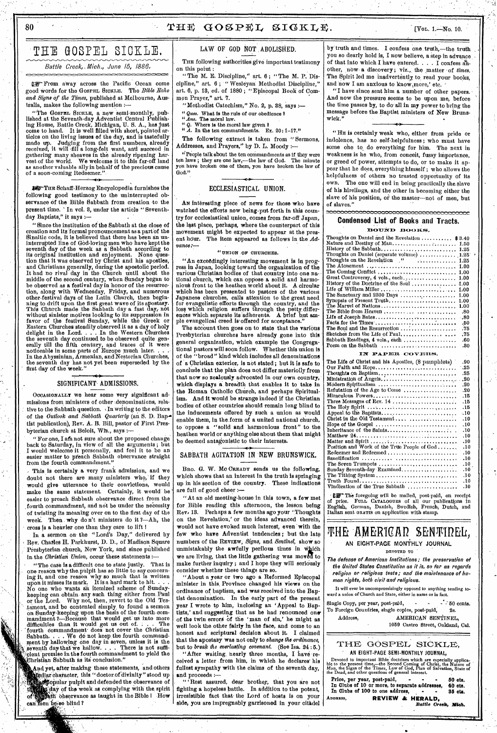# THE GOSPEL SICKLE.

*Battle Creek, Mich., June 15, 1886.*

☞ From away across the Pacific Ocean come good words for the GOSPEL SICKLE. The *Bible Echo and Signs of the Times*, published at Melbourne, Australia, makes the following mention :—

"THE GOSPEL SICKLE, a new semi-monthly, published at the Seventh-day Adventist Central Publishing House, Battle Creek, Michigan, U. S. A., has just come to hand. It is well filled with short, pointed articles on the living issues of the day, and is tastefully made up. Judging from the first numbers, already received, it will fill a long-felt want, and succeed in gathering many sheaves in the already ripening harvest of the world. We welcome it to this far-off land as another valuable ally in behalf of the precious cause of a soon-coming Redeemer."

☞ THE Schaff-Herzog Encyclopedia furnishes the following good testimony to the uninterrupted observance of the Bible Sabbath from creation to the present time. In vol. 3, under the article "Seventh-day Baptists," it says :—

"Since the institution of the Sabbath at the close of creation and its formal pronouncement as a part of the Sinaitic code, it is believed that there has been an uninterrupted line of God-loving men who have kept the seventh day of the week as a Sabbath according to its original institution and enjoyment. None question that it was observed by Christ and his apostles, and Christians generally, during the apostolic period. It had no rival day in the Church until about the middle of the second century, when Sunday began to be observed as a festival day in honor of the resurrection, along with Wednesday, Friday, and numerous other festival days of the Latin Church, then beginning to drift upon the first great wave of its apostasy. This Church made the Sabbath day a fast day, not without sinister motives looking to its suppression in favor of the festival Sunday, while the Greek or Eastern Churches steadily observed it as a day of holy delight in the Lord. . . . In the Western Churches the seventh day continued to be observed quite generally till the fifth century, and traces of it were noticeable in some parts of Europe much later. . . . In the Abyssinian, Armenian, and Nestorian Churches, the seventh day has not yet been superseded by the first day of the week."

## SIGNIFICANT ADMISSIONS.

OCCASIONALLY we hear some very significant admissions from ministers of other denominations, relative to the Sabbath question. In writing to the editors of the *Outlook and Sabbath Quarterly* (an S. D. Baptist publication), Rev. A. B. Bill, pastor of First Presbyterian church at Beloit, Wis., says :—

"For one, I am not sure about the proposed change back to Saturday, in view of all the arguments; but I would welcome it personally, and feel it to be an easier matter to preach Sabbath observance straight from the fourth commandment."

This is certainly a very frank admission, and we doubt not there are many ministers who, if they would give utterance to their convictions, would make the same statement. Certainly, it would be easier to preach Sabbath observance direct from the fourth commandment, and not be under the necessity of twisting its meaning over on to the first day of the week. Then why don't ministers do it?—Ah, the cross is a heavier one than they care to lift!

In a sermon on the "Lord's Day," delivered by Rev. Charles H. Parkhurst, D. D., of Madison Square Presbyterian church, New York, and since published in the *Christian Union*, occur these statements :—

"The case is a difficult one to state justly. That is one reason why the pulpit has so little to say concerning it, and one reason why so much that is written upon it misses its mark. It is a hard mark to hit. . . . No one who wants an itemized scheme of Sunday-keeping can obtain any such thing either from Paul or the Lord. Why not, then, revert to the Old Testament, and be contented simply to found a sermon on Sunday-keeping upon the basis of the fourth commandment?—Because that would get us into more difficulties than it would get us out of. . . . The fourth commandment does not cover the Christian Sabbath. . . . We do not keep the fourth commandment by hallowing one day in seven, unless it is the seventh day that we hallow. . . . There is not sufficient premise in the fourth commandment to yield the Christian Sabbath as its conclusion."

And yet, after making these statements, and others of similar character, this "doctor of divinity" stood up in a popular pulpit and defended the observance of the first day of the week as complying with the spirit of Sabbath observance as taught in the Bible! How can men be so blind?

## LAW OF GOD NOT ABOLISHED.

THE following authorities give important testimony on this point :

"The M. E. Discipline," art. 6; "The M. P. Discipline," art. 6; "Wesleyan Methodist Discipline," art. 6, p. 13, ed. of 1880; "Episcopal Book of Common Prayer," art. 7.

"Methodist Catechism," No. 2, p. 38, says :—

"*Ques.* What is the rule of our obedience?
"*Ans.* The moral law.
"*Q.* Where is the moral law given?
"*A.* In the ten commandments. Ex. 20 : 1–17."

The following extract is taken from "Sermons, Addresses, and Prayers," by D. L. Moody :—

"People talk about the ten commandments as if they were ten laws; they are one law,—the law of God. The minute you have broken one of them, you have broken the law of God."

## ECCLESIASTICAL UNION.

AN interesting piece of news for those who have watched the efforts now being put forth in this country for ecclesiastical union, comes from far-off Japan, the last place, perhaps, where the counterpart of this movement might be expected to appear at the present hour. The item appeared as follows in the *Advance*:—

"UNION OF CHURCHES.

"An exceedingly interesting movement is in progress in Japan, looking toward the organization of the various Christian bodies of that country into one national church, which can oppose a solid and harmonious front to the heathen world about it. A circular which has been presented to pastors of the various Japanese churches, calls attention to the great need for evangelistic efforts through the country, and the loss which religion suffers through the petty differences which separate its adherents. A brief but ample evangelical creed is offered for acceptance."

The account then goes on to state that the various Presbyterian churches have already gone into this general organization, which example the Congregational pastors will soon follow. Whether this union is of the "broad" kind which includes all denominations of a Christian exterior, is not stated; but it is safe to conclude that the plan does not differ materially from that now so zealously advocated in our own country, which displays a breadth that enables it to take in the Roman Catholic Church, and perhaps Spiritualism. And it would be strange indeed if the Christian bodies of other countries should remain long blind to the inducements offered by such a union as would enable them, in the form of a united national church, to oppose a "solid and harmonious front" to the heathen world or anything else about them that might be deemed antagonistic to their interests.

## SABBATH AGITATION IN NEW BRUNSWICK.

BRO. G. W. MC CREADY sends us the following, which shows that an interest in the truth is springing up in his section of the country. These indications are full of good cheer :—

"At an old meeting-house in this town, a few met for Bible reading this afternoon, the lesson being Rev. 13. Perhaps a few months ago your 'Thoughts on the Revelation,' or the ideas advanced therein, would not have evoked much interest, even with the few who have Adventist tendencies; but the late numbers of the REVIEW, *Signs*, and *Sentinel*, show so unmistakably the awfully perilous times in which we are living, that the little gathering was moved to make further inquiry; and I hope they will seriously consider whether these things are so.

"About a year or two ago a Reformed Episcopal minister in this Province changed his views on the ordinance of baptism, and was received into the Baptist denomination. In the early part of the present year I wrote to him, inclosing an 'Appeal to Baptists,' and suggesting that as he had renounced one of the twin errors of the 'man of sin,' he might as well look the other fairly in the face, and come to an honest and scriptural decision about it. I claimed that the apostasy was not only to *change the ordinance*, but to *break the everlasting covenant*. (See Isa. 24 : 5.)

"After waiting nearly three months, I have received a letter from him, in which he declares his fullest sympathy with the claims of the seventh day, and promises :—

"'Rest assured, dear brother, that you are not fighting a hopeless battle. In addition to the potent, irresistible fact that the Lord of hosts is on your side, you are impregnably garrisoned in your citadel by truth and times. I confess one truth,—the truth you so dearly hold is, I now believe, a step in advance of that into which I have entered. . . . I confess another, now a discovery; viz., the matter of *times*. The Spirit led me inadvertently to read your books, and now I am anxious to know more,' etc.

"I have since sent him a number of other papers. And now the pressure seems to be upon me, before the time passes by, to do all in my power to bring the message before the Baptist ministers of New Brunswick."

"HE is certainly weak who, either from pride or indolence, has no self-helpfulness; who must have some one to do everything for him. The next in weakness is he who, from conceit, fussy importance, or greed of power, attempts to do, or to make it appear that he does, everything himself; who allows the helpfulness of others no trusted opportunity of its own. The one will end in being practically the slave of his hirelings, and the other in becoming either the slave of his position, or the master—not of men, but of slaves."

## Condensed List of Books and Tracts.

### BOUND BOOKS.

| | |
|---|---|
| Thoughts on Daniel and the Revelation | $3.40 |
| Nature and Destiny of Man | 1.50 |
| History of the Sabbath | 1.25 |
| Thoughts on Daniel (separate volume) | 1.25 |
| Thoughts on the Revelation " | 1.25 |
| The Atonement | 1.00 |
| The Coming Conflict | 1.00 |
| Great Controversy, 4 vols., each | 1.00 |
| History of the Doctrine of the Soul | 1.00 |
| Life of William Miller | 1.00 |
| The Sanctuary and 2300 Days | 1.00 |
| Synopsis of Present Truth | 1.00 |
| The Marvel of Nations | 1.00 |
| The Bible from Heaven | .80 |
| Life of Joseph Bates | .80 |
| Facts for the Times | .50 |
| The Soul and the Resurrection | .75 |
| Sketches from the Life of Paul | .75 |
| Sabbath Readings, 4 vols., each | .60 |
| Poem on the Sabbath | .30 |

### IN PAPER COVERS.

| | |
|---|---|
| The Life of Christ and his Apostles, (8 pamphlets) | .90 |
| Our Faith and Hope | .25 |
| Thoughts on Baptism | .25 |
| Ministration of Angels | .20 |
| Modern Spiritualism | .20 |
| Refutation of the Age to Come | .20 |
| Miraculous Powers | .15 |
| Three Messages of Rev. 14 | .15 |
| The Holy Spirit | .15 |
| Appeal to the Baptists | .10 |
| Christ in the Old Testament | .10 |
| Hope of the Gospel | .10 |
| Inheritance of the Saints | .10 |
| Matthew 24 | .10 |
| Matter and Spirit | .10 |
| Position and Work of the True People of God | .10 |
| Redeemer and Redeemed | .10 |
| Sanctification | .10 |
| The Seven Trumpets | .10 |
| Sunday Seventh-day Examined | .10 |
| The Tithing System | .10 |
| Truth Found | .10 |
| Vindication of the True Sabbath | .10 |

☞ The foregoing will be mailed, post-paid, on receipt of price. FULL CATALOGUES of all our publications in English, German, Danish, Swedish, French, Dutch, and Italian sent GRATIS on application with stamp.

## THE AMERICAN SENTINEL,

**AN EIGHT-PAGE MONTHLY JOURNAL**

DEVOTED TO

*The defense of American Institutions; the preservation of the United States Constitution as it is, so far as regards religion or religious tests; and the maintenance of human rights, both civil and religious.*

It will ever be uncompromisingly opposed to anything tending toward a union of Church and State, either in name or in fact.

Single Copy, per year, post-paid, - - - 50 cents.
To Foreign Countries, single copies, post-paid, 2s.

Address, AMERICAN SENTINEL,
1059 Castro Street, Oakland, Cal.

## THE GOSPEL SICKLE,

**AN EIGHT-PAGE SEMI-MONTHLY JOURNAL,**

Devoted to Important Bible Subjects which are especially applicable to the present time,—the Second Coming of Christ, the Nature of Man, the Signs of the Times, Law of God, Plan of Salvation, State of the Dead, and other questions of general interest.

**Price, per year, post-paid, - - - 50 cts.**
**In Clubs of 10 or more, to separate addresses, 40 cts.**
**In Clubs of 100 to one address, - - 35 cts.**

ADDRESS, **REVIEW & HERALD,**
*Battle Creek, Mich.*